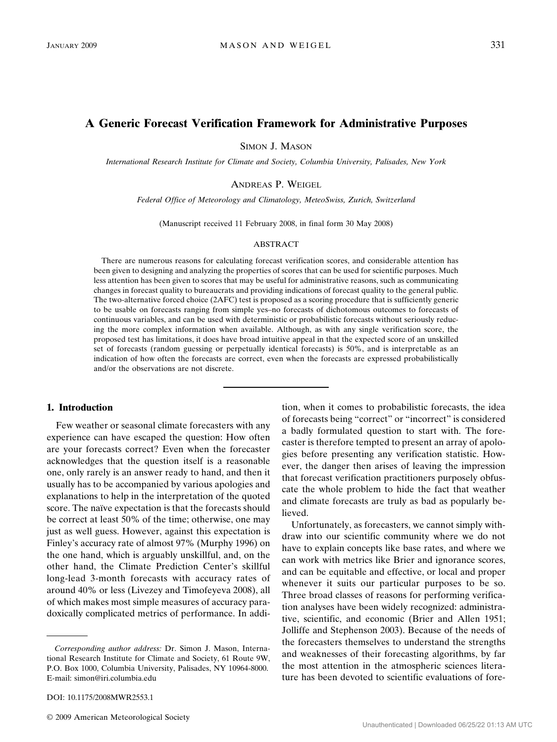# A Generic Forecast Verification Framework for Administrative Purposes

SIMON J. MASON

*International Research Institute for Climate and Society, Columbia University, Palisades, New York*

ANDREAS P. WEIGEL

*Federal Office of Meteorology and Climatology, MeteoSwiss, Zurich, Switzerland*

(Manuscript received 11 February 2008, in final form 30 May 2008)

## ABSTRACT

There are numerous reasons for calculating forecast verification scores, and considerable attention has been given to designing and analyzing the properties of scores that can be used for scientific purposes. Much less attention has been given to scores that may be useful for administrative reasons, such as communicating changes in forecast quality to bureaucrats and providing indications of forecast quality to the general public. The two-alternative forced choice (2AFC) test is proposed as a scoring procedure that is sufficiently generic to be usable on forecasts ranging from simple yes–no forecasts of dichotomous outcomes to forecasts of continuous variables, and can be used with deterministic or probabilistic forecasts without seriously reducing the more complex information when available. Although, as with any single verification score, the proposed test has limitations, it does have broad intuitive appeal in that the expected score of an unskilled set of forecasts (random guessing or perpetually identical forecasts) is 50%, and is interpretable as an indication of how often the forecasts are correct, even when the forecasts are expressed probabilistically and/or the observations are not discrete.

## 1. Introduction

Few weather or seasonal climate forecasters with any experience can have escaped the question: How often are your forecasts correct? Even when the forecaster acknowledges that the question itself is a reasonable one, only rarely is an answer ready to hand, and then it usually has to be accompanied by various apologies and explanations to help in the interpretation of the quoted score. The naïve expectation is that the forecasts should be correct at least 50% of the time; otherwise, one may just as well guess. However, against this expectation is Finley's accuracy rate of almost 97% (Murphy 1996) on the one hand, which is arguably unskillful, and, on the other hand, the Climate Prediction Center's skillful long-lead 3-month forecasts with accuracy rates of around 40% or less (Livezey and Timofeyeva 2008), all of which makes most simple measures of accuracy paradoxically complicated metrics of performance. In addition, when it comes to probabilistic forecasts, the idea of forecasts being "correct" or "incorrect" is considered a badly formulated question to start with. The forecaster is therefore tempted to present an array of apologies before presenting any verification statistic. However, the danger then arises of leaving the impression that forecast verification practitioners purposely obfuscate the whole problem to hide the fact that weather and climate forecasts are truly as bad as popularly believed.

Unfortunately, as forecasters, we cannot simply withdraw into our scientific community where we do not have to explain concepts like base rates, and where we can work with metrics like Brier and ignorance scores, and can be equitable and effective, or local and proper whenever it suits our particular purposes to be so. Three broad classes of reasons for performing verification analyses have been widely recognized: administrative, scientific, and economic (Brier and Allen 1951; Jolliffe and Stephenson 2003). Because of the needs of the forecasters themselves to understand the strengths and weaknesses of their forecasting algorithms, by far the most attention in the atmospheric sciences literature has been devoted to scientific evaluations of fore-

*Corresponding author address:* Dr. Simon J. Mason, International Research Institute for Climate and Society, 61 Route 9W, P.O. Box 1000, Columbia University, Palisades, NY 10964-8000. E-mail: simon@iri.columbia.edu

DOI: 10.1175/2008MWR2553.1

© 2009 American Meteorological Society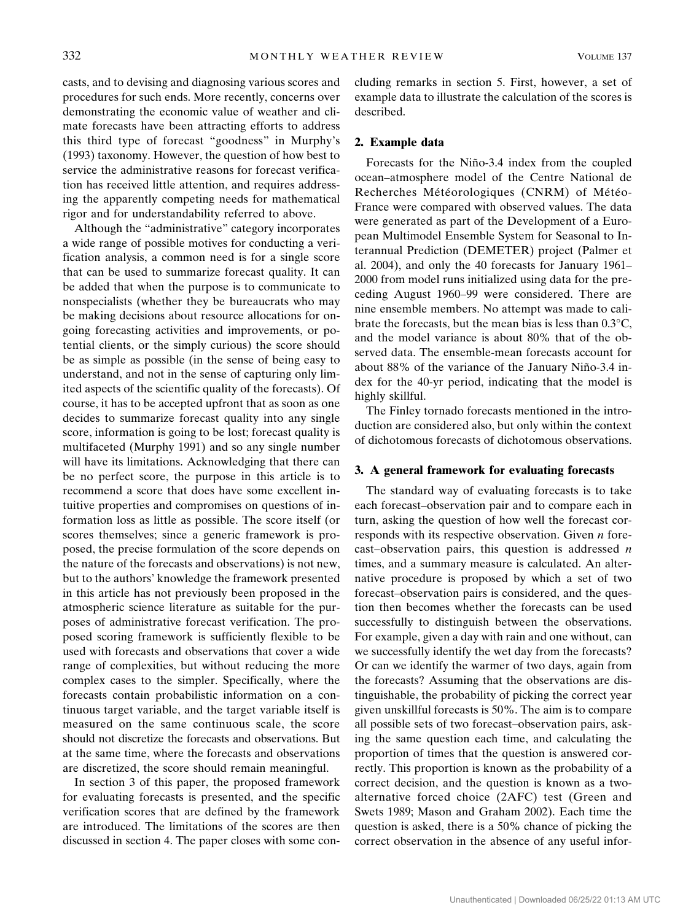casts, and to devising and diagnosing various scores and procedures for such ends. More recently, concerns over demonstrating the economic value of weather and climate forecasts have been attracting efforts to address this third type of forecast "goodness" in Murphy's (1993) taxonomy. However, the question of how best to service the administrative reasons for forecast verification has received little attention, and requires addressing the apparently competing needs for mathematical rigor and for understandability referred to above.

Although the "administrative" category incorporates a wide range of possible motives for conducting a verification analysis, a common need is for a single score that can be used to summarize forecast quality. It can be added that when the purpose is to communicate to nonspecialists (whether they be bureaucrats who may be making decisions about resource allocations for ongoing forecasting activities and improvements, or potential clients, or the simply curious) the score should be as simple as possible (in the sense of being easy to understand, and not in the sense of capturing only limited aspects of the scientific quality of the forecasts). Of course, it has to be accepted upfront that as soon as one decides to summarize forecast quality into any single score, information is going to be lost; forecast quality is multifaceted (Murphy 1991) and so any single number will have its limitations. Acknowledging that there can be no perfect score, the purpose in this article is to recommend a score that does have some excellent intuitive properties and compromises on questions of information loss as little as possible. The score itself (or scores themselves; since a generic framework is proposed, the precise formulation of the score depends on the nature of the forecasts and observations) is not new, but to the authors' knowledge the framework presented in this article has not previously been proposed in the atmospheric science literature as suitable for the purposes of administrative forecast verification. The proposed scoring framework is sufficiently flexible to be used with forecasts and observations that cover a wide range of complexities, but without reducing the more complex cases to the simpler. Specifically, where the forecasts contain probabilistic information on a continuous target variable, and the target variable itself is measured on the same continuous scale, the score should not discretize the forecasts and observations. But at the same time, where the forecasts and observations are discretized, the score should remain meaningful.

In section 3 of this paper, the proposed framework for evaluating forecasts is presented, and the specific verification scores that are defined by the framework are introduced. The limitations of the scores are then discussed in section 4. The paper closes with some concluding remarks in section 5. First, however, a set of example data to illustrate the calculation of the scores is described.

## 2. Example data

Forecasts for the Niño-3.4 index from the coupled ocean–atmosphere model of the Centre National de Recherches Météorologiques (CNRM) of Météo-France were compared with observed values. The data were generated as part of the Development of a European Multimodel Ensemble System for Seasonal to Interannual Prediction (DEMETER) project (Palmer et al. 2004), and only the 40 forecasts for January 1961–2000 from model runs initialized using data for the preceding August 1960–99 were considered. There are nine ensemble members. No attempt was made to calibrate the forecasts, but the mean bias is less than 0.3°C, and the model variance is about 80% that of the observed data. The ensemble-mean forecasts account for about 88% of the variance of the January Niño-3.4 index for the 40-yr period, indicating that the model is highly skillful.

The Finley tornado forecasts mentioned in the introduction are considered also, but only within the context of dichotomous forecasts of dichotomous observations.

## 3. A general framework for evaluating forecasts

The standard way of evaluating forecasts is to take each forecast–observation pair and to compare each in turn, asking the question of how well the forecast corresponds with its respective observation. Given $n$ forecast–observation pairs, this question is addressed $n$ times, and a summary measure is calculated. An alternative procedure is proposed by which a set of two forecast–observation pairs is considered, and the question then becomes whether the forecasts can be used successfully to distinguish between the observations. For example, given a day with rain and one without, can we successfully identify the wet day from the forecasts? Or can we identify the warmer of two days, again from the forecasts? Assuming that the observations are distinguishable, the probability of picking the correct year given unskillful forecasts is 50%. The aim is to compare all possible sets of two forecast–observation pairs, asking the same question each time, and calculating the proportion of times that the question is answered correctly. This proportion is known as the probability of a correct decision, and the question is known as a two-alternative forced choice (2AFC) test (Green and Swets 1989; Mason and Graham 2002). Each time the question is asked, there is a 50% chance of picking the correct observation in the absence of any useful infor-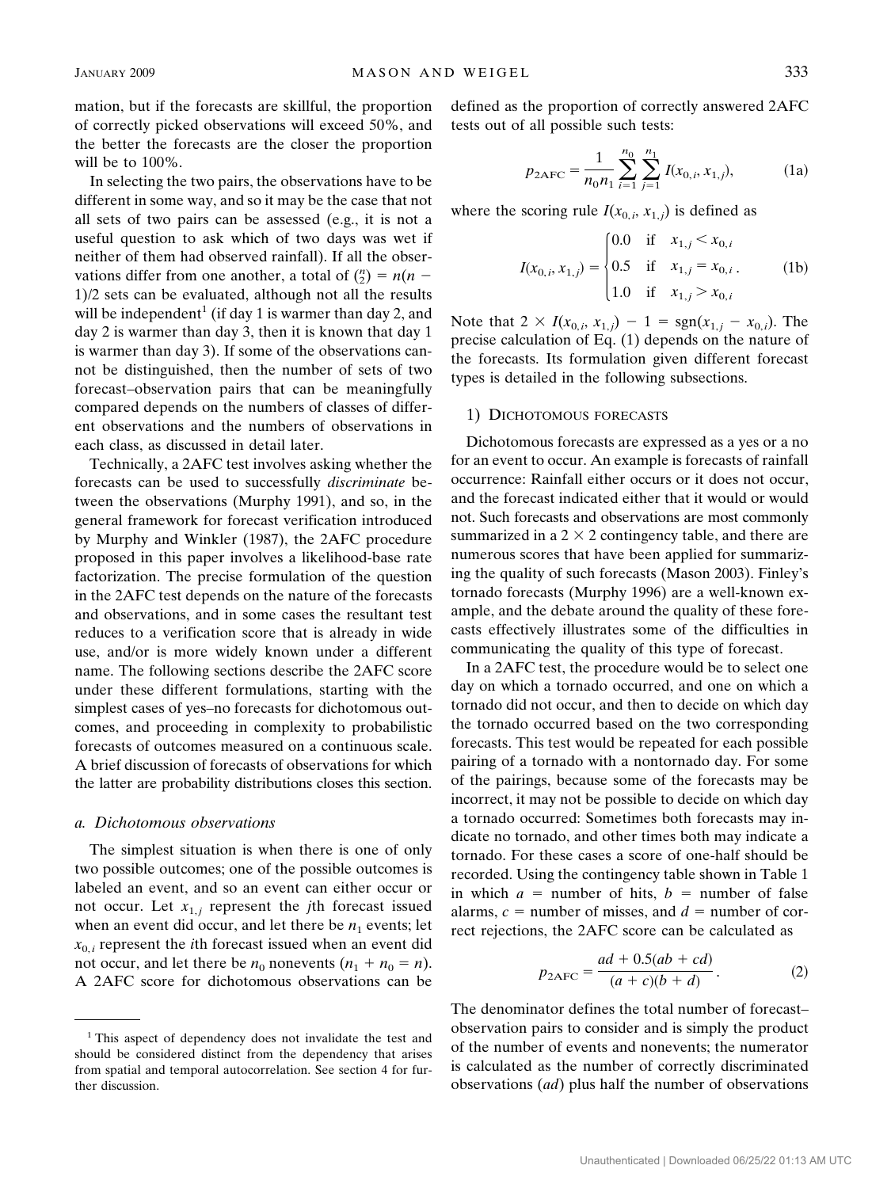mation, but if the forecasts are skillful, the proportion of correctly picked observations will exceed 50%, and the better the forecasts are the closer the proportion will be to 100%.

In selecting the two pairs, the observations have to be different in some way, and so it may be the case that not all sets of two pairs can be assessed (e.g., it is not a useful question to ask which of two days was wet if neither of them had observed rainfall). If all the observations differ from one another, a total of $\binom{n}{2} = n(n-1)/2$ sets can be evaluated, although not all the results will be independent[1] (if day 1 is warmer than day 2, and day 2 is warmer than day 3, then it is known that day 1 is warmer than day 3). If some of the observations cannot be distinguished, then the number of sets of two forecast–observation pairs that can be meaningfully compared depends on the numbers of classes of different observations and the numbers of observations in each class, as discussed in detail later.

Technically, a 2AFC test involves asking whether the forecasts can be used to successfully *discriminate* between the observations (Murphy 1991), and so, in the general framework for forecast verification introduced by Murphy and Winkler (1987), the 2AFC procedure proposed in this paper involves a likelihood-base rate factorization. The precise formulation of the question in the 2AFC test depends on the nature of the forecasts and observations, and in some cases the resultant test reduces to a verification score that is already in wide use, and/or is more widely known under a different name. The following sections describe the 2AFC score under these different formulations, starting with the simplest cases of yes–no forecasts for dichotomous outcomes, and proceeding in complexity to probabilistic forecasts of outcomes measured on a continuous scale. A brief discussion of forecasts of observations for which the latter are probability distributions closes this section.

### a. Dichotomous observations

The simplest situation is when there is one of only two possible outcomes; one of the possible outcomes is labeled an event, and so an event can either occur or not occur. Let $x_{1,j}$ represent the $j$th forecast issued when an event did occur, and let there be $n_1$ events; let $x_{0,i}$ represent the $i$th forecast issued when an event did not occur, and let there be $n_0$ nonevents ($n_1 + n_0 = n$). A 2AFC score for dichotomous observations can be defined as the proportion of correctly answered 2AFC tests out of all possible such tests:

$$p_{\mathrm{2AFC}} = \frac{1}{n_0 n_1} \sum_{i=1}^{n_0} \sum_{j=1}^{n_1} I(x_{0,i}, x_{1,j}), \tag{1a}$$

where the scoring rule $I(x_{0,i}, x_{1,j})$ is defined as

$$I(x_{0,i}, x_{1,j}) = \begin{cases} 0.0 & \text{if} \quad x_{1,j} < x_{0,i} \\ 0.5 & \text{if} \quad x_{1,j} = x_{0,i} \\ 1.0 & \text{if} \quad x_{1,j} > x_{0,i} \end{cases}. \tag{1b}$$

Note that $2 \times I(x_{0,i}, x_{1,j}) - 1 = \mathrm{sgn}(x_{1,j} - x_{0,i})$. The precise calculation of Eq. (1) depends on the nature of the forecasts. Its formulation given different forecast types is detailed in the following subsections.

#### 1) Dichotomous forecasts

Dichotomous forecasts are expressed as a yes or a no for an event to occur. An example is forecasts of rainfall occurrence: Rainfall either occurs or it does not occur, and the forecast indicated either that it would or would not. Such forecasts and observations are most commonly summarized in a $2 \times 2$ contingency table, and there are numerous scores that have been applied for summarizing the quality of such forecasts (Mason 2003). Finley's tornado forecasts (Murphy 1996) are a well-known example, and the debate around the quality of these forecasts effectively illustrates some of the difficulties in communicating the quality of this type of forecast.

In a 2AFC test, the procedure would be to select one day on which a tornado occurred, and one on which a tornado did not occur, and then to decide on which day the tornado occurred based on the two corresponding forecasts. This test would be repeated for each possible pairing of a tornado with a nontornado day. For some of the pairings, because some of the forecasts may be incorrect, it may not be possible to decide on which day a tornado occurred: Sometimes both forecasts may indicate no tornado, and other times both may indicate a tornado. For these cases a score of one-half should be recorded. Using the contingency table shown in Table 1 in which $a$ = number of hits, $b$ = number of false alarms, $c$ = number of misses, and $d$ = number of correct rejections, the 2AFC score can be calculated as

$$p_{\mathrm{2AFC}} = \frac{ad + 0.5(ab + cd)}{(a + c)(b + d)}. \tag{2}$$

The denominator defines the total number of forecast–observation pairs to consider and is simply the product of the number of events and nonevents; the numerator is calculated as the number of correctly discriminated observations ($ad$) plus half the number of observations

[1] This aspect of dependency does not invalidate the test and should be considered distinct from the dependency that arises from spatial and temporal autocorrelation. See section 4 for further discussion.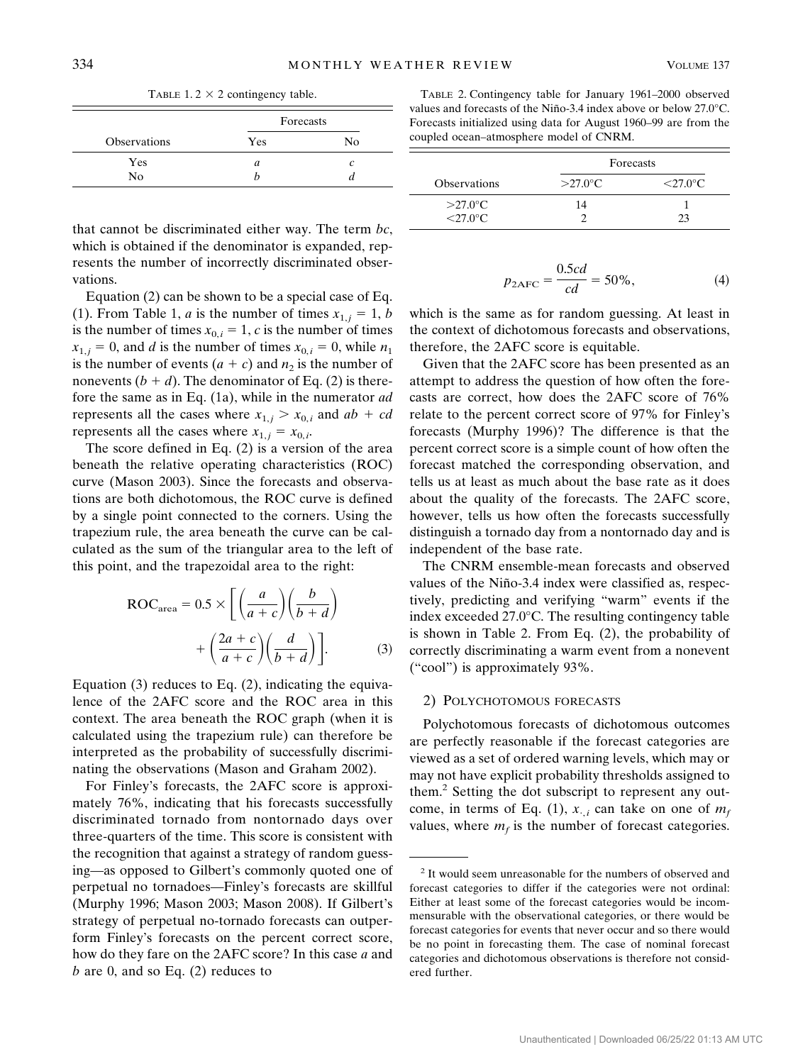TABLE 1. 2 × 2 contingency table.

| | Forecasts | |
|---|---|---|
| Observations | Yes | No |
| Yes | $a$ | $c$ |
| No | $b$ | $d$ |

that cannot be discriminated either way. The term $bc$, which is obtained if the denominator is expanded, represents the number of incorrectly discriminated observations.

Equation (2) can be shown to be a special case of Eq. (1). From Table 1, $a$ is the number of times $x_{1,j} = 1$, $b$ is the number of times $x_{0,i} = 1$, $c$ is the number of times $x_{1,j} = 0$, and $d$ is the number of times $x_{0,i} = 0$, while $n_1$ is the number of events $(a + c)$ and $n_2$ is the number of nonevents $(b + d)$. The denominator of Eq. (2) is therefore the same as in Eq. (1a), while in the numerator $ad$ represents all the cases where $x_{1,j} > x_{0,i}$ and $ab + cd$ represents all the cases where $x_{1,j} = x_{0,i}$.

The score defined in Eq. (2) is a version of the area beneath the relative operating characteristics (ROC) curve (Mason 2003). Since the forecasts and observations are both dichotomous, the ROC curve is defined by a single point connected to the corners. Using the trapezium rule, the area beneath the curve can be calculated as the sum of the triangular area to the left of this point, and the trapezoidal area to the right:

$$\mathrm{ROC}_{\mathrm{area}} = 0.5 \times \left[ \left( \frac{a}{a+c} \right) \left( \frac{b}{b+d} \right) + \left( \frac{2a+c}{a+c} \right) \left( \frac{d}{b+d} \right) \right]. \tag{3}$$

Equation (3) reduces to Eq. (2), indicating the equivalence of the 2AFC score and the ROC area in this context. The area beneath the ROC graph (when it is calculated using the trapezium rule) can therefore be interpreted as the probability of successfully discriminating the observations (Mason and Graham 2002).

For Finley's forecasts, the 2AFC score is approximately 76%, indicating that his forecasts successfully discriminated tornado from nontornado days over three-quarters of the time. This score is consistent with the recognition that against a strategy of random guessing—as opposed to Gilbert's commonly quoted one of perpetual no tornadoes—Finley's forecasts are skillful (Murphy 1996; Mason 2003; Mason 2008). If Gilbert's strategy of perpetual no-tornado forecasts can outperform Finley's forecasts on the percent correct score, how do they fare on the 2AFC score? In this case $a$ and $b$ are 0, and so Eq. (2) reduces to

TABLE 2. Contingency table for January 1961–2000 observed values and forecasts of the Niño-3.4 index above or below 27.0°C. Forecasts initialized using data for August 1960–99 are from the coupled ocean–atmosphere model of CNRM.

| | Forecasts | |
|---|---|---|
| Observations | >27.0°C | <27.0°C |
| >27.0°C | 14 | 1 |
| <27.0°C | 2 | 23 |

$$p_{2\mathrm{AFC}} = \frac{0.5cd}{cd} = 50\%, \tag{4}$$

which is the same as for random guessing. At least in the context of dichotomous forecasts and observations, therefore, the 2AFC score is equitable.

Given that the 2AFC score has been presented as an attempt to address the question of how often the forecasts are correct, how does the 2AFC score of 76% relate to the percent correct score of 97% for Finley's forecasts (Murphy 1996)? The difference is that the percent correct score is a simple count of how often the forecast matched the corresponding observation, and tells us at least as much about the base rate as it does about the quality of the forecasts. The 2AFC score, however, tells us how often the forecasts successfully distinguish a tornado day from a nontornado day and is independent of the base rate.

The CNRM ensemble-mean forecasts and observed values of the Niño-3.4 index were classified as, respectively, predicting and verifying "warm" events if the index exceeded 27.0°C. The resulting contingency table is shown in Table 2. From Eq. (2), the probability of correctly discriminating a warm event from a nonevent ("cool") is approximately 93%.

### 2) Polychotomous forecasts

Polychotomous forecasts of dichotomous outcomes are perfectly reasonable if the forecast categories are viewed as a set of ordered warning levels, which may or may not have explicit probability thresholds assigned to them.[2] Setting the dot subscript to represent any outcome, in terms of Eq. (1), $x_{\cdot,i}$ can take on one of $m_f$ values, where $m_f$ is the number of forecast categories.

[2] It would seem unreasonable for the numbers of observed and forecast categories to differ if the categories were not ordinal: Either at least some of the forecast categories would be incommensurable with the observational categories, or there would be forecast categories for events that never occur and so there would be no point in forecasting them. The case of nominal forecast categories and dichotomous observations is therefore not considered further.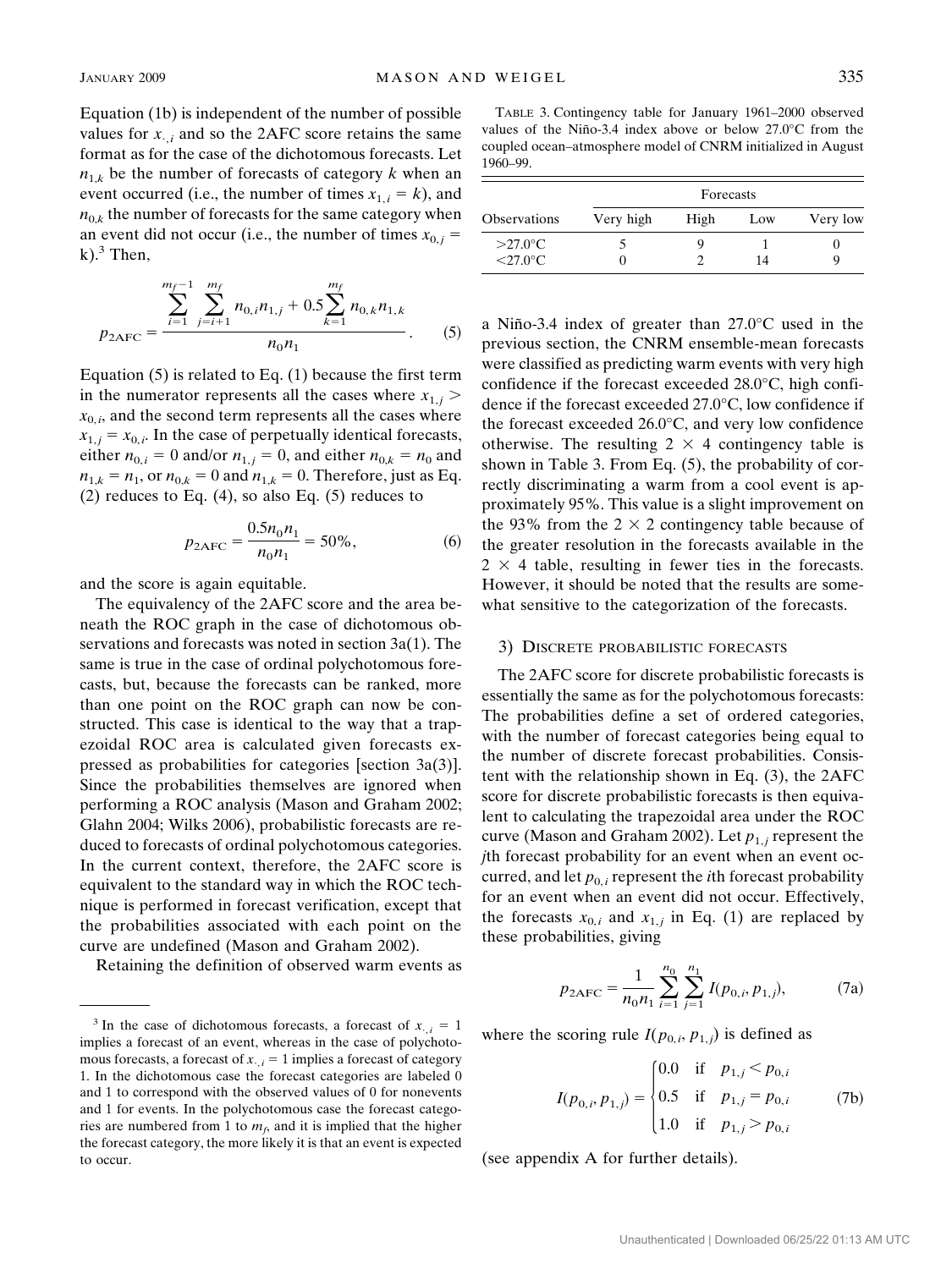Equation (1b) is independent of the number of possible values for $x_{\cdot,i}$ and so the 2AFC score retains the same format as for the case of the dichotomous forecasts. Let $n_{1,k}$ be the number of forecasts of category $k$ when an event occurred (i.e., the number of times $x_{1,i} = k$), and $n_{0,k}$ the number of forecasts for the same category when an event did not occur (i.e., the number of times $x_{0,j} =$ k).[3] Then,

$$p_{\text{2AFC}} = \frac{\displaystyle\sum_{i=1}^{m_f-1} \sum_{j=i+1}^{m_f} n_{0,i} n_{1,j} + 0.5 \sum_{k=1}^{m_f} n_{0,k} n_{1,k}}{n_0 n_1}. \tag{5}$$

Equation (5) is related to Eq. (1) because the first term in the numerator represents all the cases where $x_{1,j} > x_{0,i}$, and the second term represents all the cases where $x_{1,j} = x_{0,i}$. In the case of perpetually identical forecasts, either $n_{0,i} = 0$ and/or $n_{1,j} = 0$, and either $n_{0,k} = n_0$ and $n_{1,k} = n_1$, or $n_{0,k} = 0$ and $n_{1,k} = 0$. Therefore, just as Eq. (2) reduces to Eq. (4), so also Eq. (5) reduces to

$$p_{\text{2AFC}} = \frac{0.5 n_0 n_1}{n_0 n_1} = 50\%, \tag{6}$$

and the score is again equitable.

The equivalency of the 2AFC score and the area beneath the ROC graph in the case of dichotomous observations and forecasts was noted in section 3a(1). The same is true in the case of ordinal polychotomous forecasts, but, because the forecasts can be ranked, more than one point on the ROC graph can now be constructed. This case is identical to the way that a trapezoidal ROC area is calculated given forecasts expressed as probabilities for categories [section 3a(3)]. Since the probabilities themselves are ignored when performing a ROC analysis (Mason and Graham 2002; Glahn 2004; Wilks 2006), probabilistic forecasts are reduced to forecasts of ordinal polychotomous categories. In the current context, therefore, the 2AFC score is equivalent to the standard way in which the ROC technique is performed in forecast verification, except that the probabilities associated with each point on the curve are undefined (Mason and Graham 2002).

Retaining the definition of observed warm events as a Niño-3.4 index of greater than 27.0°C used in the previous section, the CNRM ensemble-mean forecasts were classified as predicting warm events with very high confidence if the forecast exceeded 28.0°C, high confidence if the forecast exceeded 27.0°C, low confidence if the forecast exceeded 26.0°C, and very low confidence otherwise. The resulting $2 \times 4$ contingency table is shown in Table 3. From Eq. (5), the probability of correctly discriminating a warm from a cool event is approximately 95%. This value is a slight improvement on the 93% from the $2 \times 2$ contingency table because of the greater resolution in the forecasts available in the $2 \times 4$ table, resulting in fewer ties in the forecasts. However, it should be noted that the results are somewhat sensitive to the categorization of the forecasts.

TABLE 3. Contingency table for January 1961–2000 observed values of the Niño-3.4 index above or below 27.0°C from the coupled ocean–atmosphere model of CNRM initialized in August 1960–99.

| | Forecasts | | | |
|---|---|---|---|---|
| Observations | Very high | High | Low | Very low |
| >27.0°C | 5 | 9 | 1 | 0 |
| <27.0°C | 0 | 2 | 14 | 9 |

#### 3) Discrete probabilistic forecasts

The 2AFC score for discrete probabilistic forecasts is essentially the same as for the polychotomous forecasts: The probabilities define a set of ordered categories, with the number of forecast categories being equal to the number of discrete forecast probabilities. Consistent with the relationship shown in Eq. (3), the 2AFC score for discrete probabilistic forecasts is then equivalent to calculating the trapezoidal area under the ROC curve (Mason and Graham 2002). Let $p_{1,j}$ represent the $j$th forecast probability for an event when an event occurred, and let $p_{0,i}$ represent the $i$th forecast probability for an event when an event did not occur. Effectively, the forecasts $x_{0,i}$ and $x_{1,j}$ in Eq. (1) are replaced by these probabilities, giving

$$p_{\text{2AFC}} = \frac{1}{n_0 n_1} \sum_{i=1}^{n_0} \sum_{j=1}^{n_1} I(p_{0,i}, p_{1,j}), \tag{7a}$$

where the scoring rule $I(p_{0,i}, p_{1,j})$ is defined as

$$I(p_{0,i}, p_{1,j}) = \begin{cases} 0.0 & \text{if} \quad p_{1,j} < p_{0,i} \\ 0.5 & \text{if} \quad p_{1,j} = p_{0,i} \\ 1.0 & \text{if} \quad p_{1,j} > p_{0,i} \end{cases} \tag{7b}$$

(see appendix A for further details).

---

[3] In the case of dichotomous forecasts, a forecast of $x_{\cdot,i} = 1$ implies a forecast of an event, whereas in the case of polychotomous forecasts, a forecast of $x_{\cdot,i} = 1$ implies a forecast of category 1. In the dichotomous case the forecast categories are labeled 0 and 1 to correspond with the observed values of 0 for nonevents and 1 for events. In the polychotomous case the forecast categories are numbered from 1 to $m_f$, and it is implied that the higher the forecast category, the more likely it is that an event is expected to occur.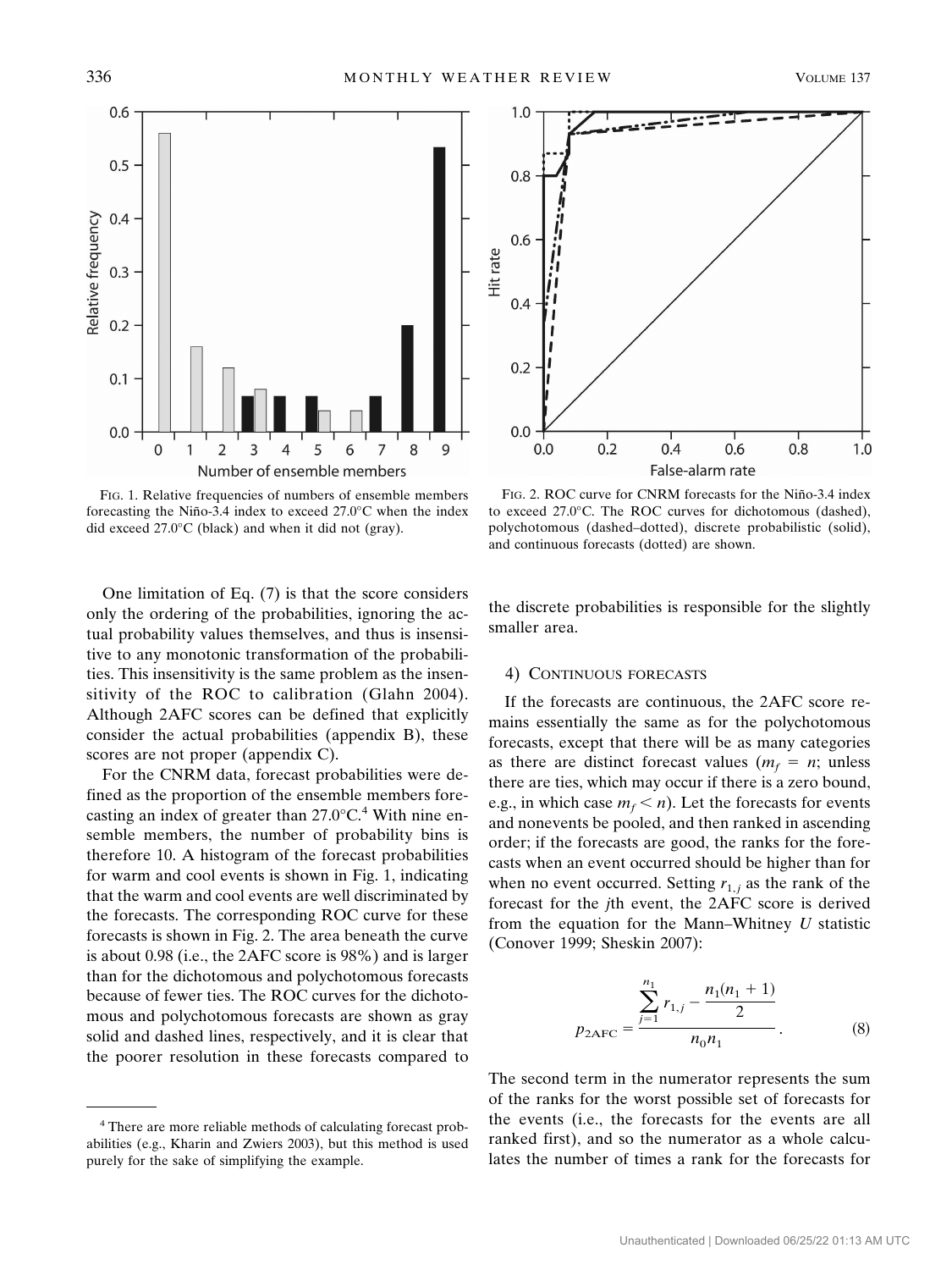FIG. 1. Relative frequencies of numbers of ensemble members forecasting the Niño-3.4 index to exceed 27.0°C when the index did exceed 27.0°C (black) and when it did not (gray).

FIG. 2. ROC curve for CNRM forecasts for the Niño-3.4 index to exceed 27.0°C. The ROC curves for dichotomous (dashed), polychotomous (dashed–dotted), discrete probabilistic (solid), and continuous forecasts (dotted) are shown.

One limitation of Eq. (7) is that the score considers only the ordering of the probabilities, ignoring the actual probability values themselves, and thus is insensitive to any monotonic transformation of the probabilities. This insensitivity is the same problem as the insensitivity of the ROC to calibration (Glahn 2004). Although 2AFC scores can be defined that explicitly consider the actual probabilities (appendix B), these scores are not proper (appendix C).

For the CNRM data, forecast probabilities were defined as the proportion of the ensemble members forecasting an index of greater than 27.0°C.[4] With nine ensemble members, the number of probability bins is therefore 10. A histogram of the forecast probabilities for warm and cool events is shown in Fig. 1, indicating that the warm and cool events are well discriminated by the forecasts. The corresponding ROC curve for these forecasts is shown in Fig. 2. The area beneath the curve is about 0.98 (i.e., the 2AFC score is 98%) and is larger than for the dichotomous and polychotomous forecasts because of fewer ties. The ROC curves for the dichotomous and polychotomous forecasts are shown as gray solid and dashed lines, respectively, and it is clear that the poorer resolution in these forecasts compared to the discrete probabilities is responsible for the slightly smaller area.

#### 4) Continuous forecasts

If the forecasts are continuous, the 2AFC score remains essentially the same as for the polychotomous forecasts, except that there will be as many categories as there are distinct forecast values ($m_f = n$; unless there are ties, which may occur if there is a zero bound, e.g., in which case $m_f < n$). Let the forecasts for events and nonevents be pooled, and then ranked in ascending order; if the forecasts are good, the ranks for the forecasts when an event occurred should be higher than for when no event occurred. Setting $r_{1,j}$ as the rank of the forecast for the $j$th event, the 2AFC score is derived from the equation for the Mann–Whitney $U$ statistic (Conover 1999; Sheskin 2007):

$$p_{2\text{AFC}} = \frac{\displaystyle\sum_{j=1}^{n_1} r_{1,j} - \frac{n_1(n_1+1)}{2}}{n_0 n_1}. \qquad (8)$$

The second term in the numerator represents the sum of the ranks for the worst possible set of forecasts for the events (i.e., the forecasts for the events are all ranked first), and so the numerator as a whole calculates the number of times a rank for the forecasts for

[4] There are more reliable methods of calculating forecast probabilities (e.g., Kharin and Zwiers 2003), but this method is used purely for the sake of simplifying the example.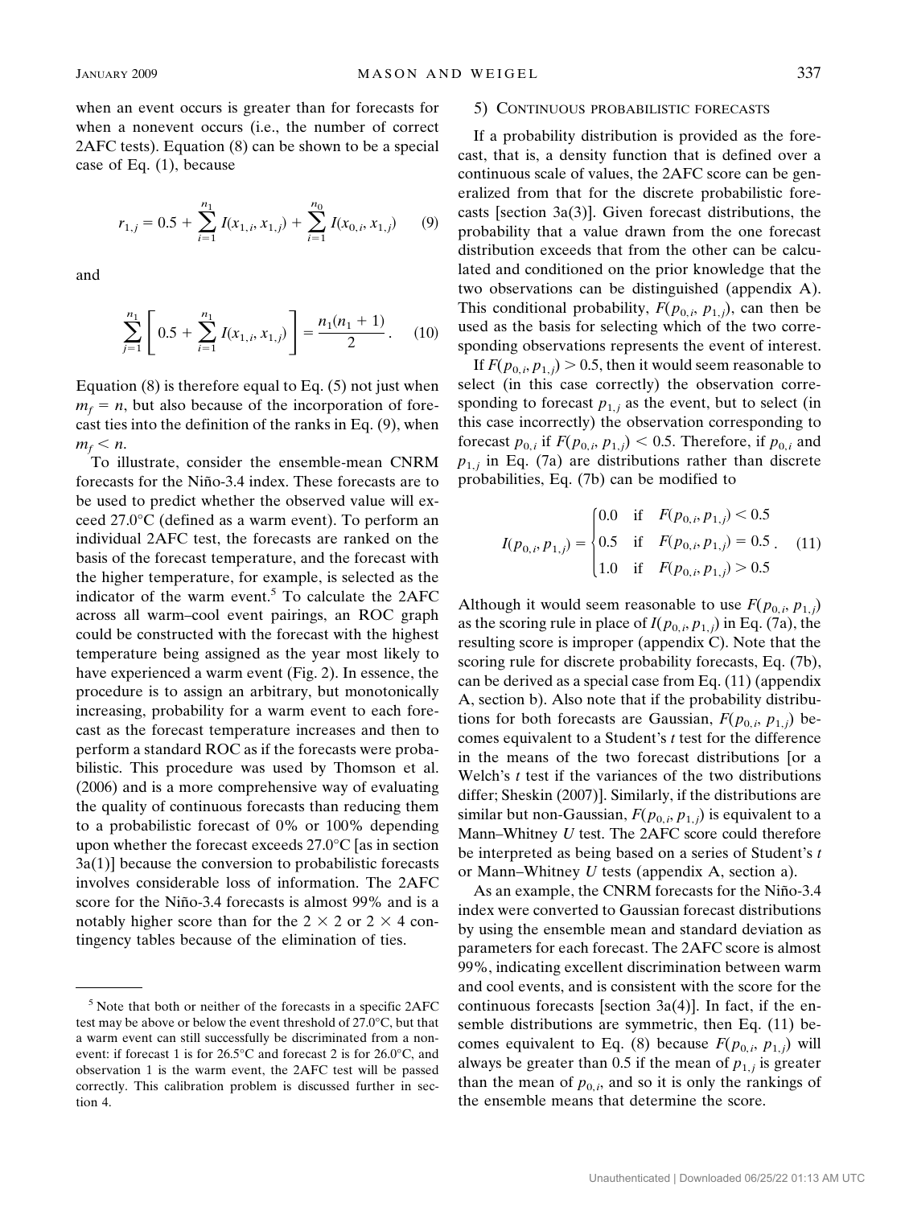when an event occurs is greater than for forecasts for when a nonevent occurs (i.e., the number of correct 2AFC tests). Equation (8) can be shown to be a special case of Eq. (1), because

$$r_{1,j} = 0.5 + \sum_{i=1}^{n_1} I(x_{1,i}, x_{1,j}) + \sum_{i=1}^{n_0} I(x_{0,i}, x_{1,j}) \quad (9)$$

and

$$\sum_{j=1}^{n_1} \left[ 0.5 + \sum_{i=1}^{n_1} I(x_{1,i}, x_{1,j}) \right] = \frac{n_1(n_1+1)}{2}. \quad (10)$$

Equation (8) is therefore equal to Eq. (5) not just when $m_f = n$, but also because of the incorporation of forecast ties into the definition of the ranks in Eq. (9), when $m_f < n$.

To illustrate, consider the ensemble-mean CNRM forecasts for the Niño-3.4 index. These forecasts are to be used to predict whether the observed value will exceed 27.0°C (defined as a warm event). To perform an individual 2AFC test, the forecasts are ranked on the basis of the forecast temperature, and the forecast with the higher temperature, for example, is selected as the indicator of the warm event.[5] To calculate the 2AFC across all warm–cool event pairings, an ROC graph could be constructed with the forecast with the highest temperature being assigned as the year most likely to have experienced a warm event (Fig. 2). In essence, the procedure is to assign an arbitrary, but monotonically increasing, probability for a warm event to each forecast as the forecast temperature increases and then to perform a standard ROC as if the forecasts were probabilistic. This procedure was used by Thomson et al. (2006) and is a more comprehensive way of evaluating the quality of continuous forecasts than reducing them to a probabilistic forecast of 0% or 100% depending upon whether the forecast exceeds 27.0°C [as in section 3a(1)] because the conversion to probabilistic forecasts involves considerable loss of information. The 2AFC score for the Niño-3.4 forecasts is almost 99% and is a notably higher score than for the 2 × 2 or 2 × 4 contingency tables because of the elimination of ties.

[5] Note that both or neither of the forecasts in a specific 2AFC test may be above or below the event threshold of 27.0°C, but that a warm event can still successfully be discriminated from a nonevent: if forecast 1 is for 26.5°C and forecast 2 is for 26.0°C, and observation 1 is the warm event, the 2AFC test will be passed correctly. This calibration problem is discussed further in section 4.

### 5) Continuous probabilistic forecasts

If a probability distribution is provided as the forecast, that is, a density function that is defined over a continuous scale of values, the 2AFC score can be generalized from that for the discrete probabilistic forecasts [section 3a(3)]. Given forecast distributions, the probability that a value drawn from the one forecast distribution exceeds that from the other can be calculated and conditioned on the prior knowledge that the two observations can be distinguished (appendix A). This conditional probability, $F(p_{0,i}, p_{1,j})$, can then be used as the basis for selecting which of the two corresponding observations represents the event of interest.

If $F(p_{0,i}, p_{1,j}) > 0.5$, then it would seem reasonable to select (in this case correctly) the observation corresponding to forecast $p_{1,j}$ as the event, but to select (in this case incorrectly) the observation corresponding to forecast $p_{0,i}$ if $F(p_{0,i}, p_{1,j}) < 0.5$. Therefore, if $p_{0,i}$ and $p_{1,j}$ in Eq. (7a) are distributions rather than discrete probabilities, Eq. (7b) can be modified to

$$I(p_{0,i}, p_{1,j}) = \begin{cases} 0.0 & \text{if} \quad F(p_{0,i}, p_{1,j}) < 0.5 \\ 0.5 & \text{if} \quad F(p_{0,i}, p_{1,j}) = 0.5 \\ 1.0 & \text{if} \quad F(p_{0,i}, p_{1,j}) > 0.5 \end{cases}. \quad (11)$$

Although it would seem reasonable to use $F(p_{0,i}, p_{1,j})$ as the scoring rule in place of $I(p_{0,i}, p_{1,j})$ in Eq. (7a), the resulting score is improper (appendix C). Note that the scoring rule for discrete probability forecasts, Eq. (7b), can be derived as a special case from Eq. (11) (appendix A, section b). Also note that if the probability distributions for both forecasts are Gaussian, $F(p_{0,i}, p_{1,j})$ becomes equivalent to a Student's *t* test for the difference in the means of the two forecast distributions [or a Welch's *t* test if the variances of the two distributions differ; Sheskin (2007)]. Similarly, if the distributions are similar but non-Gaussian, $F(p_{0,i}, p_{1,j})$ is equivalent to a Mann–Whitney *U* test. The 2AFC score could therefore be interpreted as being based on a series of Student's *t* or Mann–Whitney *U* tests (appendix A, section a).

As an example, the CNRM forecasts for the Niño-3.4 index were converted to Gaussian forecast distributions by using the ensemble mean and standard deviation as parameters for each forecast. The 2AFC score is almost 99%, indicating excellent discrimination between warm and cool events, and is consistent with the score for the continuous forecasts [section 3a(4)]. In fact, if the ensemble distributions are symmetric, then Eq. (11) becomes equivalent to Eq. (8) because $F(p_{0,i}, p_{1,j})$ will always be greater than 0.5 if the mean of $p_{1,j}$ is greater than the mean of $p_{0,i}$, and so it is only the rankings of the ensemble means that determine the score.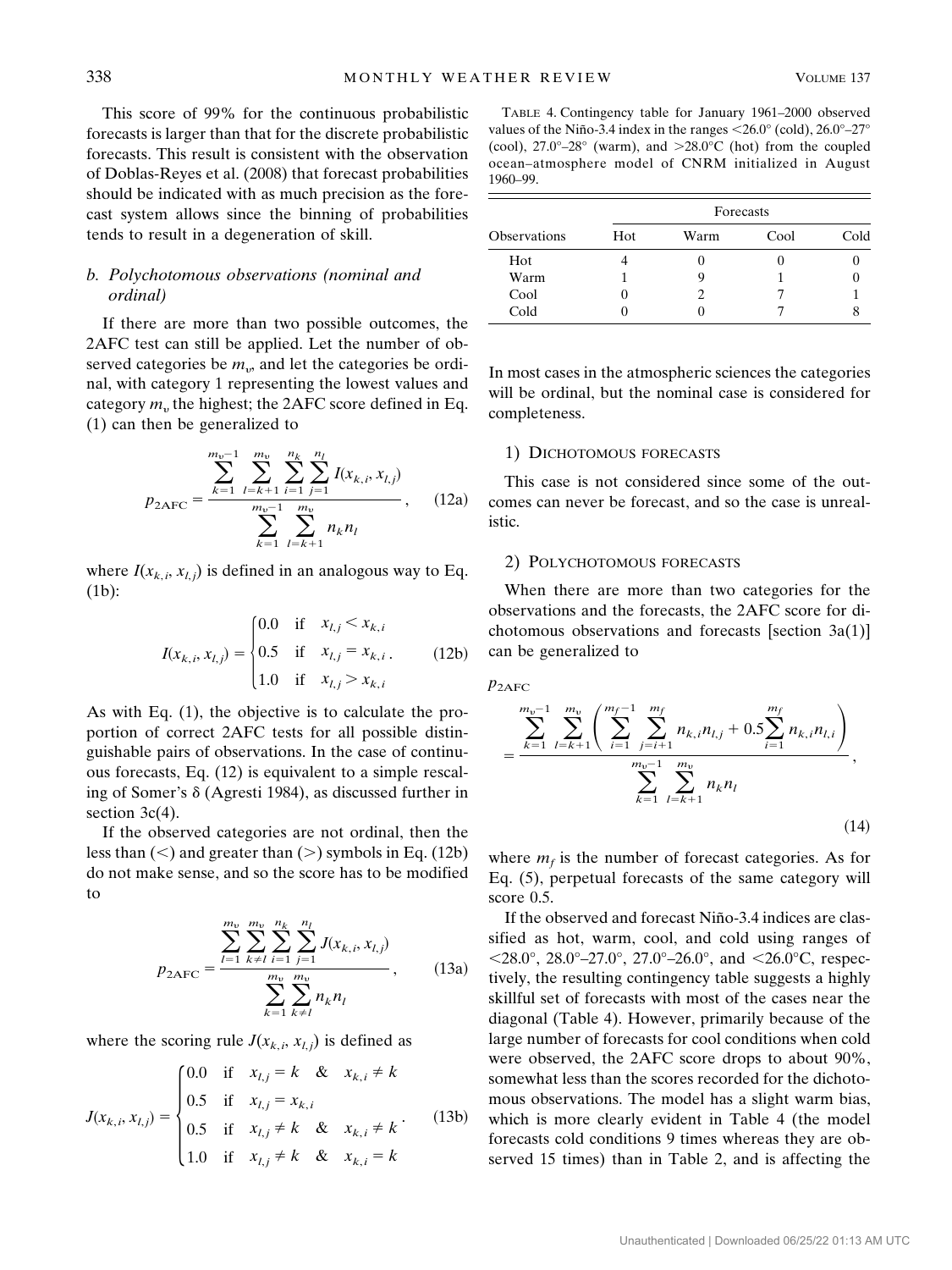This score of 99% for the continuous probabilistic forecasts is larger than that for the discrete probabilistic forecasts. This result is consistent with the observation of Doblas-Reyes et al. (2008) that forecast probabilities should be indicated with as much precision as the forecast system allows since the binning of probabilities tends to result in a degeneration of skill.

### b. Polychotomous observations (nominal and ordinal)

If there are more than two possible outcomes, the 2AFC test can still be applied. Let the number of observed categories be $m_v$, and let the categories be ordinal, with category 1 representing the lowest values and category $m_v$ the highest; the 2AFC score defined in Eq. (1) can then be generalized to

$$p_{\mathrm{2AFC}} = \frac{\sum_{k=1}^{m_v-1} \sum_{l=k+1}^{m_v} \sum_{i=1}^{n_k} \sum_{j=1}^{n_l} I(x_{k,i}, x_{l,j})}{\sum_{k=1}^{m_v-1} \sum_{l=k+1}^{m_v} n_k n_l}, \tag{12a}$$

where $I(x_{k,i}, x_{l,j})$ is defined in an analogous way to Eq. (1b):

$$I(x_{k,i}, x_{l,j}) = \begin{cases} 0.0 & \text{if} \quad x_{l,j} < x_{k,i} \\ 0.5 & \text{if} \quad x_{l,j} = x_{k,i} \\ 1.0 & \text{if} \quad x_{l,j} > x_{k,i} \end{cases}. \tag{12b}$$

As with Eq. (1), the objective is to calculate the proportion of correct 2AFC tests for all possible distinguishable pairs of observations. In the case of continuous forecasts, Eq. (12) is equivalent to a simple rescaling of Somer's $\delta$ (Agresti 1984), as discussed further in section 3c(4).

If the observed categories are not ordinal, then the less than (<) and greater than (>) symbols in Eq. (12b) do not make sense, and so the score has to be modified to

$$p_{\mathrm{2AFC}} = \frac{\sum_{l=1}^{m_v} \sum_{k \neq l}^{m_v} \sum_{i=1}^{n_k} \sum_{j=1}^{n_l} J(x_{k,i}, x_{l,j})}{\sum_{k=1}^{m_v} \sum_{k \neq l}^{m_v} n_k n_l}, \tag{13a}$$

where the scoring rule $J(x_{k,i}, x_{l,j})$ is defined as

$$J(x_{k,i}, x_{l,j}) = \begin{cases} 0.0 & \text{if} \quad x_{l,j} = k \quad \& \quad x_{k,i} \neq k \\ 0.5 & \text{if} \quad x_{l,j} = x_{k,i} \\ 0.5 & \text{if} \quad x_{l,j} \neq k \quad \& \quad x_{k,i} \neq k \\ 1.0 & \text{if} \quad x_{l,j} \neq k \quad \& \quad x_{k,i} = k \end{cases}. \tag{13b}$$

In most cases in the atmospheric sciences the categories will be ordinal, but the nominal case is considered for completeness.

#### 1) Dichotomous forecasts

This case is not considered since some of the outcomes can never be forecast, and so the case is unrealistic.

#### 2) Polychotomous forecasts

When there are more than two categories for the observations and the forecasts, the 2AFC score for dichotomous observations and forecasts [section 3a(1)] can be generalized to

$$p_{\mathrm{2AFC}} = \frac{\sum_{k=1}^{m_v-1} \sum_{l=k+1}^{m_v} \left( \sum_{i=1}^{m_f-1} \sum_{j=i+1}^{m_f} n_{k,i} n_{l,j} + 0.5 \sum_{i=1}^{m_f} n_{k,i} n_{l,i} \right)}{\sum_{k=1}^{m_v-1} \sum_{l=k+1}^{m_v} n_k n_l}, \tag{14}$$

where $m_f$ is the number of forecast categories. As for Eq. (5), perpetual forecasts of the same category will score 0.5.

If the observed and forecast Niño-3.4 indices are classified as hot, warm, cool, and cold using ranges of <28.0°, 28.0°–27.0°, 27.0°–26.0°, and <26.0°C, respectively, the resulting contingency table suggests a highly skillful set of forecasts with most of the cases near the diagonal (Table 4). However, primarily because of the large number of forecasts for cool conditions when cold were observed, the 2AFC score drops to about 90%, somewhat less than the scores recorded for the dichotomous observations. The model has a slight warm bias, which is more clearly evident in Table 4 (the model forecasts cold conditions 9 times whereas they are observed 15 times) than in Table 2, and is affecting the

TABLE 4. Contingency table for January 1961–2000 observed values of the Niño-3.4 index in the ranges <26.0° (cold), 26.0°–27° (cool), 27.0°–28° (warm), and >28.0°C (hot) from the coupled ocean–atmosphere model of CNRM initialized in August 1960–99.

| | Forecasts | | | |
|---|---|---|---|---|
| Observations | Hot | Warm | Cool | Cold |
| Hot | 4 | 0 | 0 | 0 |
| Warm | 1 | 9 | 1 | 0 |
| Cool | 0 | 2 | 7 | 1 |
| Cold | 0 | 0 | 7 | 8 |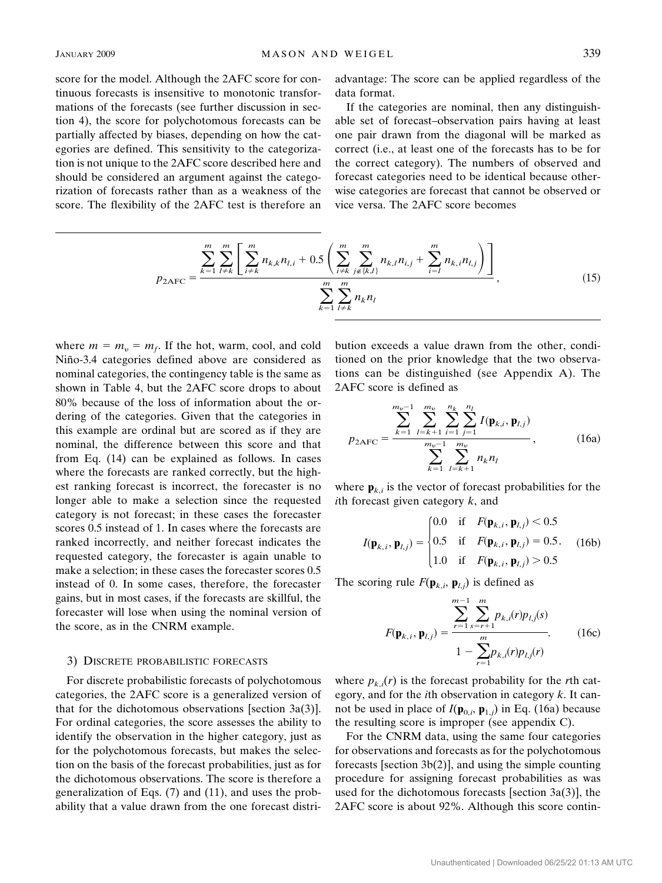score for the model. Although the 2AFC score for continuous forecasts is insensitive to monotonic transformations of the forecasts (see further discussion in section 4), the score for polychotomous forecasts can be partially affected by biases, depending on how the categories are defined. This sensitivity to the categorization is not unique to the 2AFC score described here and should be considered an argument against the categorization of forecasts rather than as a weakness of the score. The flexibility of the 2AFC test is therefore an advantage: The score can be applied regardless of the data format.

If the categories are nominal, then any distinguishable set of forecast–observation pairs having at least one pair drawn from the diagonal will be marked as correct (i.e., at least one of the forecasts has to be for the correct category). The numbers of observed and forecast categories need to be identical because otherwise categories are forecast that cannot be observed or vice versa. The 2AFC score becomes

$$p_{2\mathrm{AFC}} = \frac{\displaystyle\sum_{k=1}^{m}\sum_{l\neq k}^{m}\left[\sum_{i\neq k}^{m} n_{k,k}n_{l,i} + 0.5\left(\sum_{i\neq k}^{m}\sum_{j\notin\{k,l\}}^{m} n_{k,l}n_{i,j} + \sum_{i=l}^{m} n_{k,i}n_{l,j}\right)\right]}{\displaystyle\sum_{k=1}^{m}\sum_{l\neq k}^{m} n_k n_l}, \tag{15}$$

where $m = m_v = m_f$. If the hot, warm, cool, and cold Niño-3.4 categories defined above are considered as nominal categories, the contingency table is the same as shown in Table 4, but the 2AFC score drops to about 80% because of the loss of information about the ordering of the categories. Given that the categories in this example are ordinal but are scored as if they are nominal, the difference between this score and that from Eq. (14) can be explained as follows. In cases where the forecasts are ranked correctly, but the highest ranking forecast is incorrect, the forecaster is no longer able to make a selection since the requested category is not forecast; in these cases the forecaster scores 0.5 instead of 1. In cases where the forecasts are ranked incorrectly, and neither forecast indicates the requested category, the forecaster is again unable to make a selection; in these cases the forecaster scores 0.5 instead of 0. In some cases, therefore, the forecaster gains, but in most cases, if the forecasts are skillful, the forecaster will lose when using the nominal version of the score, as in the CNRM example.

#### 3) Discrete probabilistic forecasts

For discrete probabilistic forecasts of polychotomous categories, the 2AFC score is a generalized version of that for the dichotomous observations [section 3a(3)]. For ordinal categories, the score assesses the ability to identify the observation in the higher category, just as for the polychotomous forecasts, but makes the selection on the basis of the forecast probabilities, just as for the dichotomous observations. The score is therefore a generalization of Eqs. (7) and (11), and uses the probability that a value drawn from the one forecast distribution exceeds a value drawn from the other, conditioned on the prior knowledge that the two observations can be distinguished (see Appendix A). The 2AFC score is defined as

$$p_{2\mathrm{AFC}} = \frac{\displaystyle\sum_{k=1}^{m_v-1}\sum_{l=k+1}^{m_v}\sum_{i=1}^{n_k}\sum_{j=1}^{n_l} I(\mathbf{p}_{k,i},\mathbf{p}_{l,j})}{\displaystyle\sum_{k=1}^{m_v-1}\sum_{l=k+1}^{m_v} n_k n_l}, \tag{16a}$$

where $\mathbf{p}_{k,i}$ is the vector of forecast probabilities for the $i$th forecast given category $k$, and

$$I(\mathbf{p}_{k,i},\mathbf{p}_{l,j}) = \begin{cases} 0.0 & \text{if} \quad F(\mathbf{p}_{k,i},\mathbf{p}_{l,j}) < 0.5 \\ 0.5 & \text{if} \quad F(\mathbf{p}_{k,i},\mathbf{p}_{l,j}) = 0.5 \\ 1.0 & \text{if} \quad F(\mathbf{p}_{k,i},\mathbf{p}_{l,j}) > 0.5 \end{cases}. \tag{16b}$$

The scoring rule $F(\mathbf{p}_{k,i}, \mathbf{p}_{l,j})$ is defined as

$$F(\mathbf{p}_{k,i},\mathbf{p}_{l,j}) = \frac{\displaystyle\sum_{r=1}^{m-1}\sum_{s=r+1}^{m} p_{k,i}(r)p_{l,j}(s)}{1 - \displaystyle\sum_{r=1}^{m} p_{k,i}(r)p_{l,j}(r)}. \tag{16c}$$

where $p_{k,i}(r)$ is the forecast probability for the $r$th category, and for the $i$th observation in category $k$. It cannot be used in place of $I(\mathbf{p}_{0,i}, \mathbf{p}_{1,j})$ in Eq. (16a) because the resulting score is improper (see appendix C).

For the CNRM data, using the same four categories for observations and forecasts as for the polychotomous forecasts [section 3b(2)], and using the simple counting procedure for assigning forecast probabilities as was used for the dichotomous forecasts [section 3a(3)], the 2AFC score is about 92%. Although this score contin-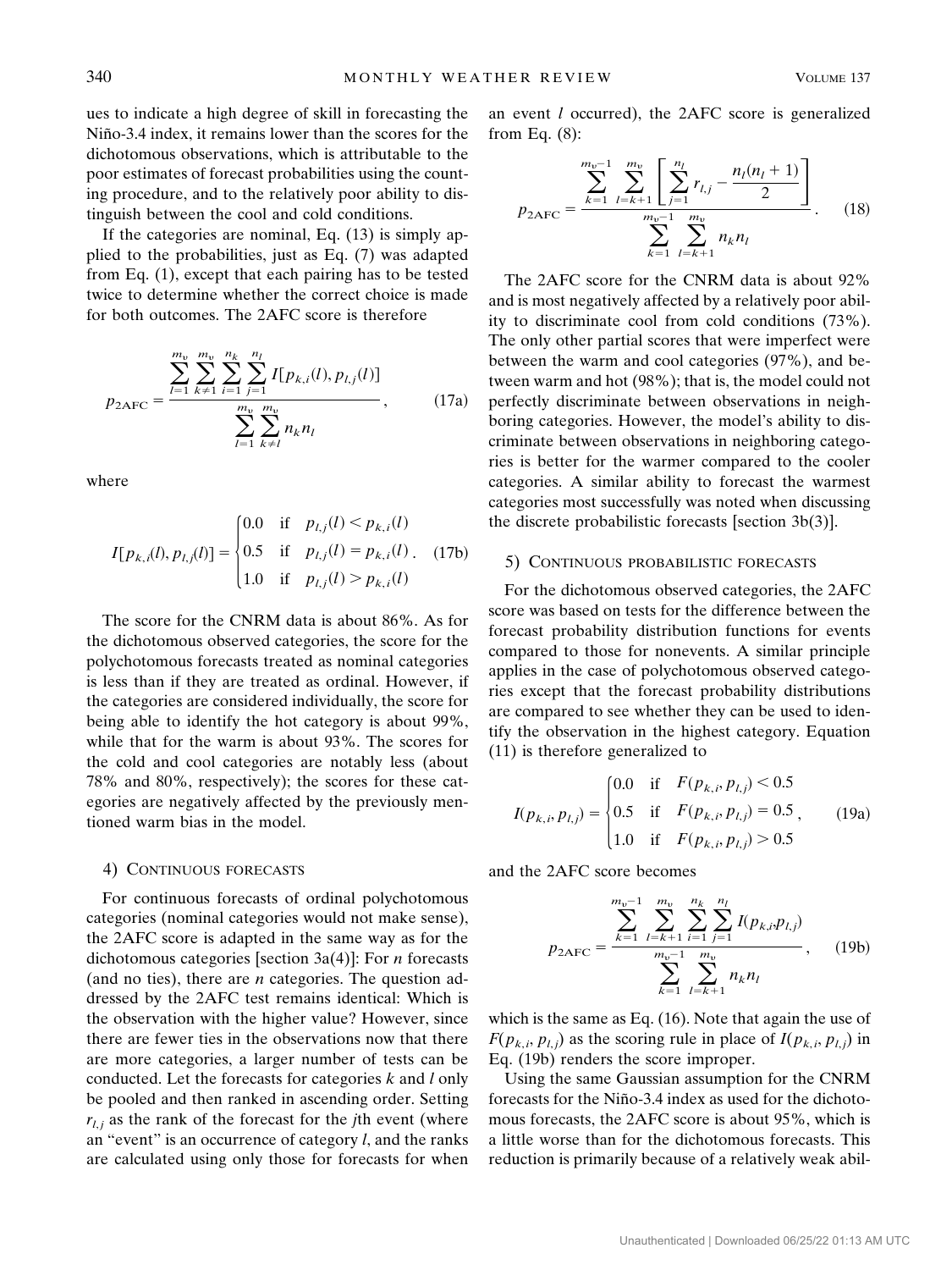ues to indicate a high degree of skill in forecasting the Niño-3.4 index, it remains lower than the scores for the dichotomous observations, which is attributable to the poor estimates of forecast probabilities using the counting procedure, and to the relatively poor ability to distinguish between the cool and cold conditions.

If the categories are nominal, Eq. (13) is simply applied to the probabilities, just as Eq. (7) was adapted from Eq. (1), except that each pairing has to be tested twice to determine whether the correct choice is made for both outcomes. The 2AFC score is therefore

$$p_{\mathrm{2AFC}} = \frac{\sum_{l=1}^{m_v} \sum_{k \neq 1}^{m_v} \sum_{i=1}^{n_k} \sum_{j=1}^{n_l} I[p_{k,i}(l), p_{l,j}(l)]}{\sum_{l=1}^{m_v} \sum_{k \neq l}^{m_v} n_k n_l}, \tag{17a}$$

where

$$I[p_{k,i}(l), p_{l,j}(l)] = \begin{cases} 0.0 & \text{if} \quad p_{l,j}(l) < p_{k,i}(l) \\ 0.5 & \text{if} \quad p_{l,j}(l) = p_{k,i}(l) \\ 1.0 & \text{if} \quad p_{l,j}(l) > p_{k,i}(l) \end{cases}. \tag{17b}$$

The score for the CNRM data is about 86%. As for the dichotomous observed categories, the score for the polychotomous forecasts treated as nominal categories is less than if they are treated as ordinal. However, if the categories are considered individually, the score for being able to identify the hot category is about 99%, while that for the warm is about 93%. The scores for the cold and cool categories are notably less (about 78% and 80%, respectively); the scores for these categories are negatively affected by the previously mentioned warm bias in the model.

#### 4) Continuous forecasts

For continuous forecasts of ordinal polychotomous categories (nominal categories would not make sense), the 2AFC score is adapted in the same way as for the dichotomous categories [section 3a(4)]: For $n$ forecasts (and no ties), there are $n$ categories. The question addressed by the 2AFC test remains identical: Which is the observation with the higher value? However, since there are fewer ties in the observations now that there are more categories, a larger number of tests can be conducted. Let the forecasts for categories $k$ and $l$ only be pooled and then ranked in ascending order. Setting $r_{l,j}$ as the rank of the forecast for the $j$th event (where an "event" is an occurrence of category $l$, and the ranks are calculated using only those for forecasts for when an event $l$ occurred), the 2AFC score is generalized from Eq. (8):

$$p_{\mathrm{2AFC}} = \frac{\sum_{k=1}^{m_v - 1} \sum_{l=k+1}^{m_v} \left[ \sum_{j=1}^{n_l} r_{l,j} - \frac{n_l(n_l+1)}{2} \right]}{\sum_{k=1}^{m_v - 1} \sum_{l=k+1}^{m_v} n_k n_l}. \tag{18}$$

The 2AFC score for the CNRM data is about 92% and is most negatively affected by a relatively poor ability to discriminate cool from cold conditions (73%). The only other partial scores that were imperfect were between the warm and cool categories (97%), and between warm and hot (98%); that is, the model could not perfectly discriminate between observations in neighboring categories. However, the model's ability to discriminate between observations in neighboring categories is better for the warmer compared to the cooler categories. A similar ability to forecast the warmest categories most successfully was noted when discussing the discrete probabilistic forecasts [section 3b(3)].

#### 5) Continuous probabilistic forecasts

For the dichotomous observed categories, the 2AFC score was based on tests for the difference between the forecast probability distribution functions for events compared to those for nonevents. A similar principle applies in the case of polychotomous observed categories except that the forecast probability distributions are compared to see whether they can be used to identify the observation in the highest category. Equation (11) is therefore generalized to

$$I(p_{k,i}, p_{l,j}) = \begin{cases} 0.0 & \text{if} \quad F(p_{k,i}, p_{l,j}) < 0.5 \\ 0.5 & \text{if} \quad F(p_{k,i}, p_{l,j}) = 0.5 \\ 1.0 & \text{if} \quad F(p_{k,i}, p_{l,j}) > 0.5 \end{cases}, \tag{19a}$$

and the 2AFC score becomes

$$p_{\mathrm{2AFC}} = \frac{\sum_{k=1}^{m_v - 1} \sum_{l=k+1}^{m_v} \sum_{i=1}^{n_k} \sum_{j=1}^{n_l} I(p_{k,i}, p_{l,j})}{\sum_{k=1}^{m_v - 1} \sum_{l=k+1}^{m_v} n_k n_l}, \tag{19b}$$

which is the same as Eq. (16). Note that again the use of $F(p_{k,i}, p_{l,j})$ as the scoring rule in place of $I(p_{k,i}, p_{l,j})$ in Eq. (19b) renders the score improper.

Using the same Gaussian assumption for the CNRM forecasts for the Niño-3.4 index as used for the dichotomous forecasts, the 2AFC score is about 95%, which is a little worse than for the dichotomous forecasts. This reduction is primarily because of a relatively weak abil-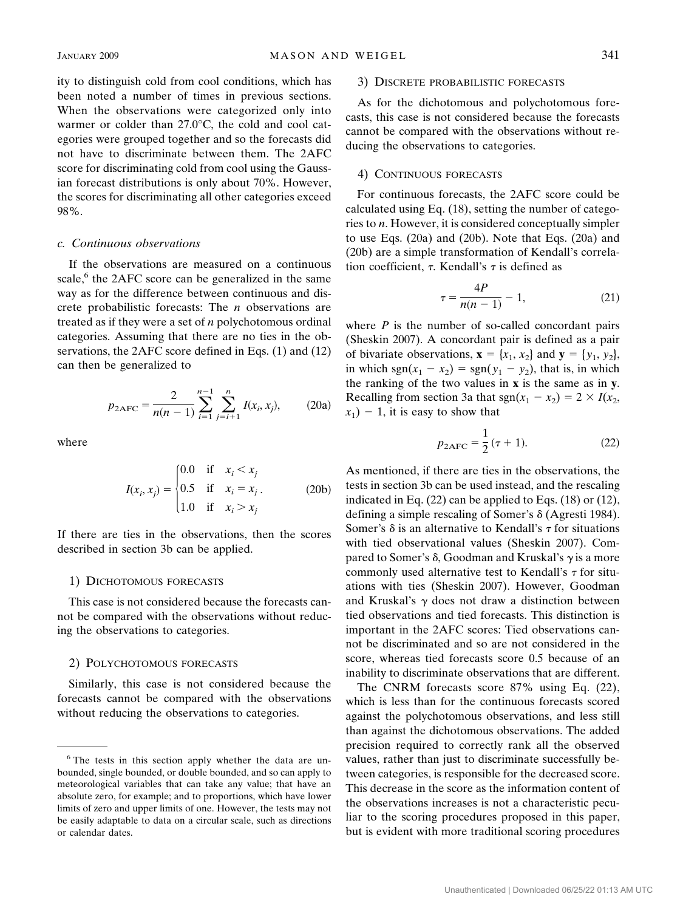ity to distinguish cold from cool conditions, which has been noted a number of times in previous sections. When the observations were categorized only into warmer or colder than 27.0°C, the cold and cool categories were grouped together and so the forecasts did not have to discriminate between them. The 2AFC score for discriminating cold from cool using the Gaussian forecast distributions is only about 70%. However, the scores for discriminating all other categories exceed 98%.

### c. Continuous observations

If the observations are measured on a continuous scale,[6] the 2AFC score can be generalized in the same way as for the difference between continuous and discrete probabilistic forecasts: The $n$ observations are treated as if they were a set of $n$ polychotomous ordinal categories. Assuming that there are no ties in the observations, the 2AFC score defined in Eqs. (1) and (12) can then be generalized to

$$p_{2\mathrm{AFC}} = \frac{2}{n(n-1)} \sum_{i=1}^{n-1} \sum_{j=i+1}^{n} I(x_i, x_j), \qquad (20a)$$

where

$$I(x_i, x_j) = \begin{cases} 0.0 & \text{if} \quad x_i < x_j \\ 0.5 & \text{if} \quad x_i = x_j \\ 1.0 & \text{if} \quad x_i > x_j \end{cases}. \qquad (20b)$$

If there are ties in the observations, then the scores described in section 3b can be applied.

#### 1) Dichotomous forecasts

This case is not considered because the forecasts cannot be compared with the observations without reducing the observations to categories.

#### 2) Polychotomous forecasts

Similarly, this case is not considered because the forecasts cannot be compared with the observations without reducing the observations to categories.

#### 3) Discrete probabilistic forecasts

As for the dichotomous and polychotomous forecasts, this case is not considered because the forecasts cannot be compared with the observations without reducing the observations to categories.

#### 4) Continuous forecasts

For continuous forecasts, the 2AFC score could be calculated using Eq. (18), setting the number of categories to $n$. However, it is considered conceptually simpler to use Eqs. (20a) and (20b). Note that Eqs. (20a) and (20b) are a simple transformation of Kendall's correlation coefficient, $\tau$. Kendall's $\tau$ is defined as

$$\tau = \frac{4P}{n(n-1)} - 1, \qquad (21)$$

where $P$ is the number of so-called concordant pairs (Sheskin 2007). A concordant pair is defined as a pair of bivariate observations, $\mathbf{x} = \{x_1, x_2\}$ and $\mathbf{y} = \{y_1, y_2\}$, in which $\mathrm{sgn}(x_1 - x_2) = \mathrm{sgn}(y_1 - y_2)$, that is, in which the ranking of the two values in $\mathbf{x}$ is the same as in $\mathbf{y}$. Recalling from section 3a that $\mathrm{sgn}(x_1 - x_2) = 2 \times I(x_2, x_1) - 1$, it is easy to show that

$$p_{2\mathrm{AFC}} = \frac{1}{2}(\tau + 1). \qquad (22)$$

As mentioned, if there are ties in the observations, the tests in section 3b can be used instead, and the rescaling indicated in Eq. (22) can be applied to Eqs. (18) or (12), defining a simple rescaling of Somer's $\delta$ (Agresti 1984). Somer's $\delta$ is an alternative to Kendall's $\tau$ for situations with tied observational values (Sheskin 2007). Compared to Somer's $\delta$, Goodman and Kruskal's $\gamma$ is a more commonly used alternative test to Kendall's $\tau$ for situations with ties (Sheskin 2007). However, Goodman and Kruskal's $\gamma$ does not draw a distinction between tied observations and tied forecasts. This distinction is important in the 2AFC scores: Tied observations cannot be discriminated and so are not considered in the score, whereas tied forecasts score 0.5 because of an inability to discriminate observations that are different.

The CNRM forecasts score 87% using Eq. (22), which is less than for the continuous forecasts scored against the polychotomous observations, and less still than against the dichotomous observations. The added precision required to correctly rank all the observed values, rather than just to discriminate successfully between categories, is responsible for the decreased score. This decrease in the score as the information content of the observations increases is not a characteristic peculiar to the scoring procedures proposed in this paper, but is evident with more traditional scoring procedures

[6] The tests in this section apply whether the data are unbounded, single bounded, or double bounded, and so can apply to meteorological variables that can take any value; that have an absolute zero, for example; and to proportions, which have lower limits of zero and upper limits of one. However, the tests may not be easily adaptable to data on a circular scale, such as directions or calendar dates.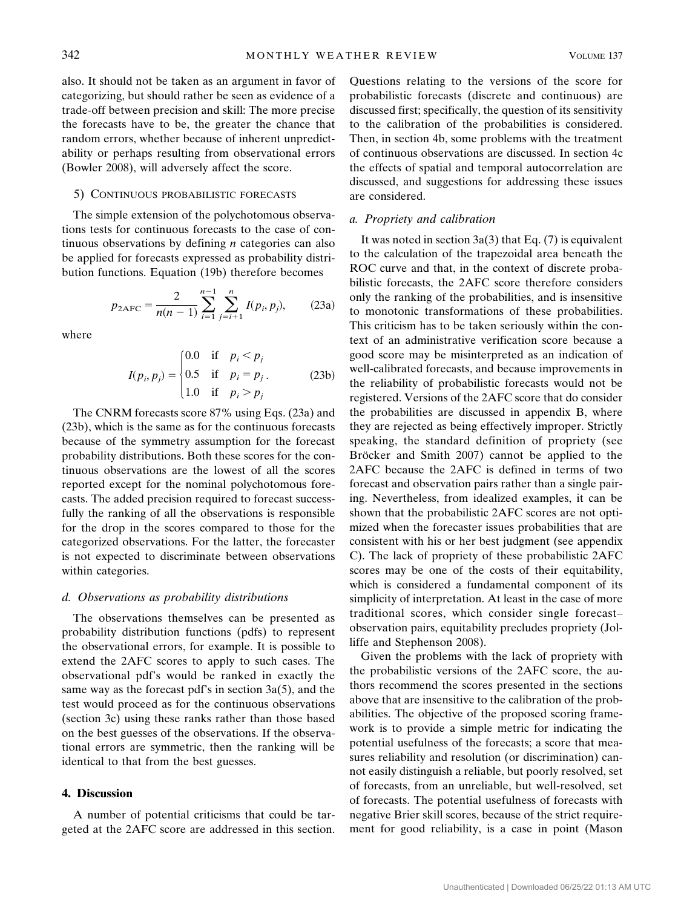also. It should not be taken as an argument in favor of categorizing, but should rather be seen as evidence of a trade-off between precision and skill: The more precise the forecasts have to be, the greater the chance that random errors, whether because of inherent unpredictability or perhaps resulting from observational errors (Bowler 2008), will adversely affect the score.

#### 5) Continuous probabilistic forecasts

The simple extension of the polychotomous observations tests for continuous forecasts to the case of continuous observations by defining $n$ categories can also be applied for forecasts expressed as probability distribution functions. Equation (19b) therefore becomes

$$p_{2\mathrm{AFC}} = \frac{2}{n(n-1)} \sum_{i=1}^{n-1} \sum_{j=i+1}^{n} I(p_i, p_j), \tag{23a}$$

where

$$I(p_i, p_j) = \begin{cases} 0.0 & \text{if} \quad p_i < p_j \\ 0.5 & \text{if} \quad p_i = p_j \\ 1.0 & \text{if} \quad p_i > p_j \end{cases}. \tag{23b}$$

The CNRM forecasts score 87% using Eqs. (23a) and (23b), which is the same as for the continuous forecasts because of the symmetry assumption for the forecast probability distributions. Both these scores for the continuous observations are the lowest of all the scores reported except for the nominal polychotomous forecasts. The added precision required to forecast successfully the ranking of all the observations is responsible for the drop in the scores compared to those for the categorized observations. For the latter, the forecaster is not expected to discriminate between observations within categories.

### d. Observations as probability distributions

The observations themselves can be presented as probability distribution functions (pdfs) to represent the observational errors, for example. It is possible to extend the 2AFC scores to apply to such cases. The observational pdf's would be ranked in exactly the same way as the forecast pdf's in section 3a(5), and the test would proceed as for the continuous observations (section 3c) using these ranks rather than those based on the best guesses of the observations. If the observational errors are symmetric, then the ranking will be identical to that from the best guesses.

## 4. Discussion

A number of potential criticisms that could be targeted at the 2AFC score are addressed in this section. Questions relating to the versions of the score for probabilistic forecasts (discrete and continuous) are discussed first; specifically, the question of its sensitivity to the calibration of the probabilities is considered. Then, in section 4b, some problems with the treatment of continuous observations are discussed. In section 4c the effects of spatial and temporal autocorrelation are discussed, and suggestions for addressing these issues are considered.

### a. Propriety and calibration

It was noted in section 3a(3) that Eq. (7) is equivalent to the calculation of the trapezoidal area beneath the ROC curve and that, in the context of discrete probabilistic forecasts, the 2AFC score therefore considers only the ranking of the probabilities, and is insensitive to monotonic transformations of these probabilities. This criticism has to be taken seriously within the context of an administrative verification score because a good score may be misinterpreted as an indication of well-calibrated forecasts, and because improvements in the reliability of probabilistic forecasts would not be registered. Versions of the 2AFC score that do consider the probabilities are discussed in appendix B, where they are rejected as being effectively improper. Strictly speaking, the standard definition of propriety (see Bröcker and Smith 2007) cannot be applied to the 2AFC because the 2AFC is defined in terms of two forecast and observation pairs rather than a single pairing. Nevertheless, from idealized examples, it can be shown that the probabilistic 2AFC scores are not optimized when the forecaster issues probabilities that are consistent with his or her best judgment (see appendix C). The lack of propriety of these probabilistic 2AFC scores may be one of the costs of their equitability, which is considered a fundamental component of its simplicity of interpretation. At least in the case of more traditional scores, which consider single forecast–observation pairs, equitability precludes propriety (Jolliffe and Stephenson 2008).

Given the problems with the lack of propriety with the probabilistic versions of the 2AFC score, the authors recommend the scores presented in the sections above that are insensitive to the calibration of the probabilities. The objective of the proposed scoring framework is to provide a simple metric for indicating the potential usefulness of the forecasts; a score that measures reliability and resolution (or discrimination) cannot easily distinguish a reliable, but poorly resolved, set of forecasts, from an unreliable, but well-resolved, set of forecasts. The potential usefulness of forecasts with negative Brier skill scores, because of the strict requirement for good reliability, is a case in point (Mason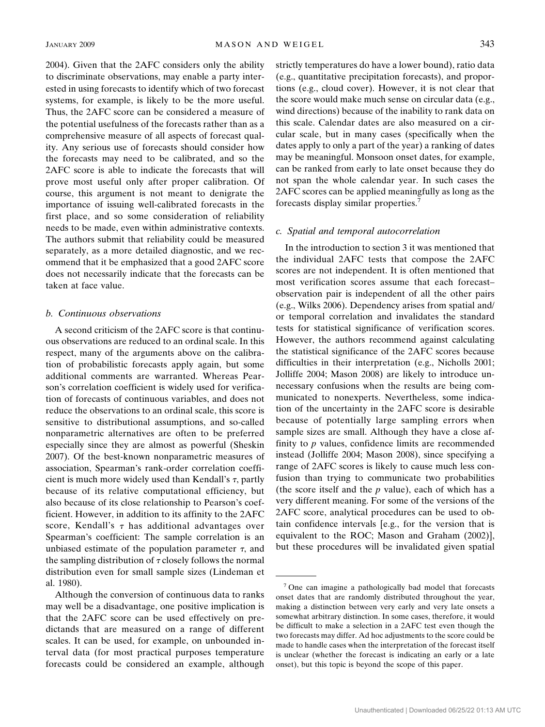2004). Given that the 2AFC considers only the ability to discriminate observations, may enable a party interested in using forecasts to identify which of two forecast systems, for example, is likely to be the more useful. Thus, the 2AFC score can be considered a measure of the potential usefulness of the forecasts rather than as a comprehensive measure of all aspects of forecast quality. Any serious use of forecasts should consider how the forecasts may need to be calibrated, and so the 2AFC score is able to indicate the forecasts that will prove most useful only after proper calibration. Of course, this argument is not meant to denigrate the importance of issuing well-calibrated forecasts in the first place, and so some consideration of reliability needs to be made, even within administrative contexts. The authors submit that reliability could be measured separately, as a more detailed diagnostic, and we recommend that it be emphasized that a good 2AFC score does not necessarily indicate that the forecasts can be taken at face value.

### *b. Continuous observations*

A second criticism of the 2AFC score is that continuous observations are reduced to an ordinal scale. In this respect, many of the arguments above on the calibration of probabilistic forecasts apply again, but some additional comments are warranted. Whereas Pearson's correlation coefficient is widely used for verification of forecasts of continuous variables, and does not reduce the observations to an ordinal scale, this score is sensitive to distributional assumptions, and so-called nonparametric alternatives are often to be preferred especially since they are almost as powerful (Sheskin 2007). Of the best-known nonparametric measures of association, Spearman's rank-order correlation coefficient is much more widely used than Kendall's $\tau$, partly because of its relative computational efficiency, but also because of its close relationship to Pearson's coefficient. However, in addition to its affinity to the 2AFC score, Kendall's $\tau$ has additional advantages over Spearman's coefficient: The sample correlation is an unbiased estimate of the population parameter $\tau$, and the sampling distribution of $\tau$ closely follows the normal distribution even for small sample sizes (Lindeman et al. 1980).

Although the conversion of continuous data to ranks may well be a disadvantage, one positive implication is that the 2AFC score can be used effectively on predictands that are measured on a range of different scales. It can be used, for example, on unbounded interval data (for most practical purposes temperature forecasts could be considered an example, although strictly temperatures do have a lower bound), ratio data (e.g., quantitative precipitation forecasts), and proportions (e.g., cloud cover). However, it is not clear that the score would make much sense on circular data (e.g., wind directions) because of the inability to rank data on this scale. Calendar dates are also measured on a circular scale, but in many cases (specifically when the dates apply to only a part of the year) a ranking of dates may be meaningful. Monsoon onset dates, for example, can be ranked from early to late onset because they do not span the whole calendar year. In such cases the 2AFC scores can be applied meaningfully as long as the forecasts display similar properties.[7]

### *c. Spatial and temporal autocorrelation*

In the introduction to section 3 it was mentioned that the individual 2AFC tests that compose the 2AFC scores are not independent. It is often mentioned that most verification scores assume that each forecast–observation pair is independent of all the other pairs (e.g., Wilks 2006). Dependency arises from spatial and/or temporal correlation and invalidates the standard tests for statistical significance of verification scores. However, the authors recommend against calculating the statistical significance of the 2AFC scores because difficulties in their interpretation (e.g., Nicholls 2001; Jolliffe 2004; Mason 2008) are likely to introduce unnecessary confusions when the results are being communicated to nonexperts. Nevertheless, some indication of the uncertainty in the 2AFC score is desirable because of potentially large sampling errors when sample sizes are small. Although they have a close affinity to $p$ values, confidence limits are recommended instead (Jolliffe 2004; Mason 2008), since specifying a range of 2AFC scores is likely to cause much less confusion than trying to communicate two probabilities (the score itself and the $p$ value), each of which has a very different meaning. For some of the versions of the 2AFC score, analytical procedures can be used to obtain confidence intervals [e.g., for the version that is equivalent to the ROC; Mason and Graham (2002)], but these procedures will be invalidated given spatial

---

[7] One can imagine a pathologically bad model that forecasts onset dates that are randomly distributed throughout the year, making a distinction between very early and very late onsets a somewhat arbitrary distinction. In some cases, therefore, it would be difficult to make a selection in a 2AFC test even though the two forecasts may differ. Ad hoc adjustments to the score could be made to handle cases when the interpretation of the forecast itself is unclear (whether the forecast is indicating an early or a late onset), but this topic is beyond the scope of this paper.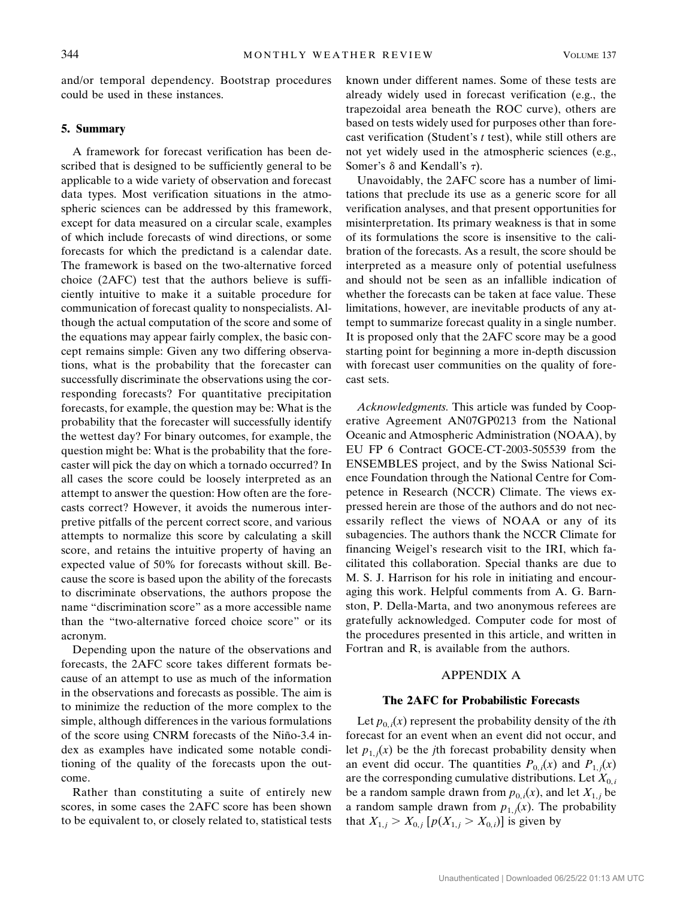and/or temporal dependency. Bootstrap procedures could be used in these instances.

## 5. Summary

A framework for forecast verification has been described that is designed to be sufficiently general to be applicable to a wide variety of observation and forecast data types. Most verification situations in the atmospheric sciences can be addressed by this framework, except for data measured on a circular scale, examples of which include forecasts of wind directions, or some forecasts for which the predictand is a calendar date. The framework is based on the two-alternative forced choice (2AFC) test that the authors believe is sufficiently intuitive to make it a suitable procedure for communication of forecast quality to nonspecialists. Although the actual computation of the score and some of the equations may appear fairly complex, the basic concept remains simple: Given any two differing observations, what is the probability that the forecaster can successfully discriminate the observations using the corresponding forecasts? For quantitative precipitation forecasts, for example, the question may be: What is the probability that the forecaster will successfully identify the wettest day? For binary outcomes, for example, the question might be: What is the probability that the forecaster will pick the day on which a tornado occurred? In all cases the score could be loosely interpreted as an attempt to answer the question: How often are the forecasts correct? However, it avoids the numerous interpretive pitfalls of the percent correct score, and various attempts to normalize this score by calculating a skill score, and retains the intuitive property of having an expected value of 50% for forecasts without skill. Because the score is based upon the ability of the forecasts to discriminate observations, the authors propose the name "discrimination score" as a more accessible name than the "two-alternative forced choice score" or its acronym.

Depending upon the nature of the observations and forecasts, the 2AFC score takes different formats because of an attempt to use as much of the information in the observations and forecasts as possible. The aim is to minimize the reduction of the more complex to the simple, although differences in the various formulations of the score using CNRM forecasts of the Niño-3.4 index as examples have indicated some notable conditioning of the quality of the forecasts upon the outcome.

Rather than constituting a suite of entirely new scores, in some cases the 2AFC score has been shown to be equivalent to, or closely related to, statistical tests known under different names. Some of these tests are already widely used in forecast verification (e.g., the trapezoidal area beneath the ROC curve), others are based on tests widely used for purposes other than forecast verification (Student's *t* test), while still others are not yet widely used in the atmospheric sciences (e.g., Somer's $\delta$ and Kendall's $\tau$).

Unavoidably, the 2AFC score has a number of limitations that preclude its use as a generic score for all verification analyses, and that present opportunities for misinterpretation. Its primary weakness is that in some of its formulations the score is insensitive to the calibration of the forecasts. As a result, the score should be interpreted as a measure only of potential usefulness and should not be seen as an infallible indication of whether the forecasts can be taken at face value. These limitations, however, are inevitable products of any attempt to summarize forecast quality in a single number. It is proposed only that the 2AFC score may be a good starting point for beginning a more in-depth discussion with forecast user communities on the quality of forecast sets.

*Acknowledgments.* This article was funded by Cooperative Agreement AN07GP0213 from the National Oceanic and Atmospheric Administration (NOAA), by EU FP 6 Contract GOCE-CT-2003-505539 from the ENSEMBLES project, and by the Swiss National Science Foundation through the National Centre for Competence in Research (NCCR) Climate. The views expressed herein are those of the authors and do not necessarily reflect the views of NOAA or any of its subagencies. The authors thank the NCCR Climate for financing Weigel's research visit to the IRI, which facilitated this collaboration. Special thanks are due to M. S. J. Harrison for his role in initiating and encouraging this work. Helpful comments from A. G. Barnston, P. Della-Marta, and two anonymous referees are gratefully acknowledged. Computer code for most of the procedures presented in this article, and written in Fortran and R, is available from the authors.

## APPENDIX A

### The 2AFC for Probabilistic Forecasts

Let $p_{0,i}(x)$ represent the probability density of the $i$th forecast for an event when an event did not occur, and let $p_{1,j}(x)$ be the $j$th forecast probability density when an event did occur. The quantities $P_{0,i}(x)$ and $P_{1,j}(x)$ are the corresponding cumulative distributions. Let $X_{0,i}$ be a random sample drawn from $p_{0,i}(x)$, and let $X_{1,j}$ be a random sample drawn from $p_{1,j}(x)$. The probability that $X_{1,j} > X_{0,j}$ [$p(X_{1,j} > X_{0,i})$] is given by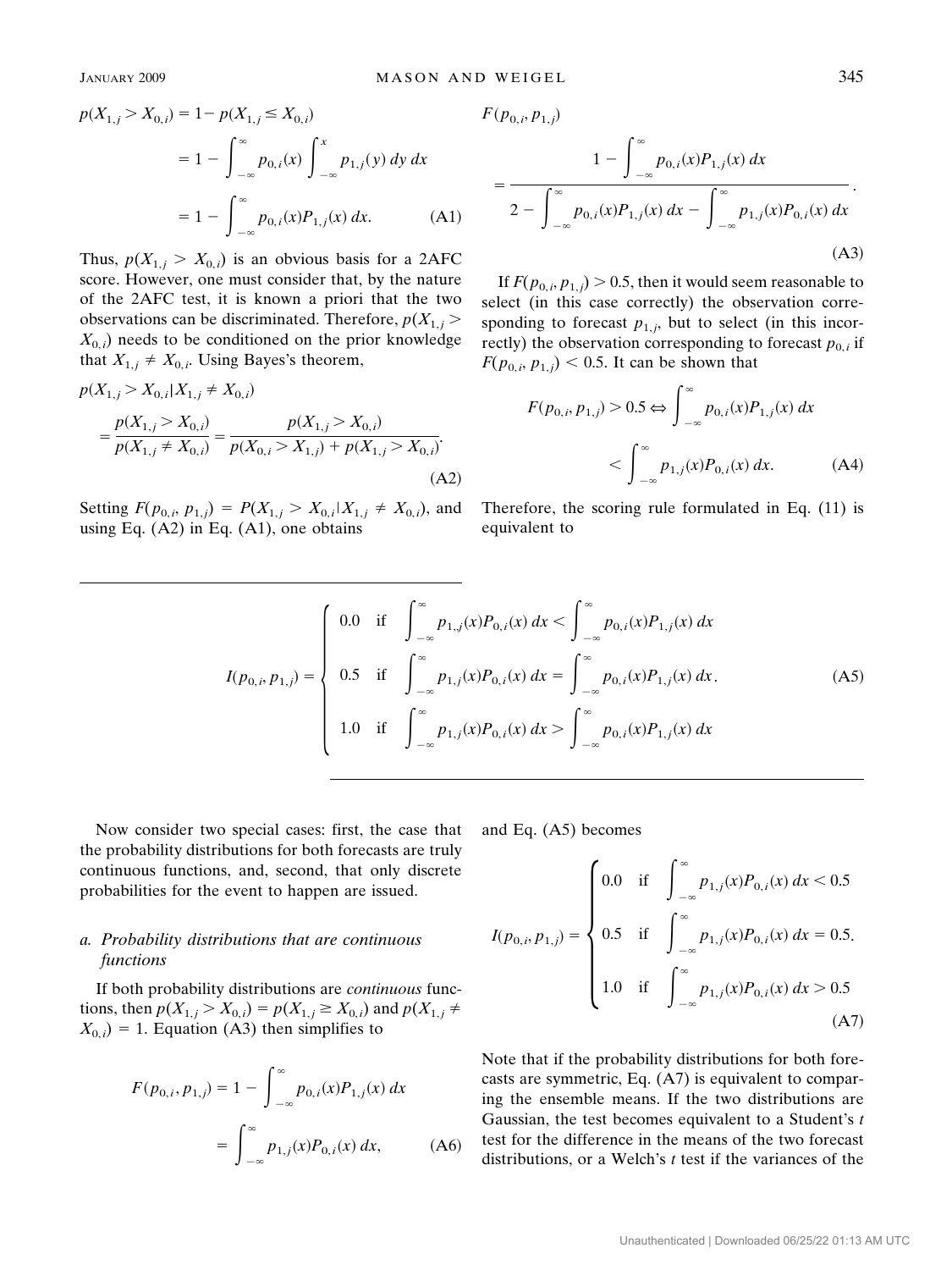$$p(X_{1,j} > X_{0,i}) = 1 - p(X_{1,j} \le X_{0,i})$$
$$= 1 - \int_{-\infty}^{\infty} p_{0,i}(x) \int_{-\infty}^{x} p_{1,j}(y)\, dy\, dx$$
$$= 1 - \int_{-\infty}^{\infty} p_{0,i}(x) P_{1,j}(x)\, dx. \qquad \text{(A1)}$$

Thus, $p(X_{1,j} > X_{0,i})$ is an obvious basis for a 2AFC score. However, one must consider that, by the nature of the 2AFC test, it is known a priori that the two observations can be discriminated. Therefore, $p(X_{1,j} > X_{0,i})$ needs to be conditioned on the prior knowledge that $X_{1,j} \neq X_{0,i}$. Using Bayes's theorem,

$$p(X_{1,j} > X_{0,i} | X_{1,j} \neq X_{0,i}) = \frac{p(X_{1,j} > X_{0,i})}{p(X_{1,j} \neq X_{0,i})} = \frac{p(X_{1,j} > X_{0,i})}{p(X_{0,i} > X_{1,j}) + p(X_{1,j} > X_{0,i})}. \qquad \text{(A2)}$$

Setting $F(p_{0,i}, p_{1,j}) = P(X_{1,j} > X_{0,i} | X_{1,j} \neq X_{0,i})$, and using Eq. (A2) in Eq. (A1), one obtains

$$F(p_{0,i}, p_{1,j}) = \frac{1 - \int_{-\infty}^{\infty} p_{0,i}(x) P_{1,j}(x)\, dx}{2 - \int_{-\infty}^{\infty} p_{0,i}(x) P_{1,j}(x)\, dx - \int_{-\infty}^{\infty} p_{1,j}(x) P_{0,i}(x)\, dx}. \qquad \text{(A3)}$$

If $F(p_{0,i}, p_{1,j}) > 0.5$, then it would seem reasonable to select (in this case correctly) the observation corresponding to forecast $p_{1,j}$, but to select (in this incorrectly) the observation corresponding to forecast $p_{0,i}$ if $F(p_{0,i}, p_{1,j}) < 0.5$. It can be shown that

$$F(p_{0,i}, p_{1,j}) > 0.5 \Leftrightarrow \int_{-\infty}^{\infty} p_{0,i}(x) P_{1,j}(x)\, dx < \int_{-\infty}^{\infty} p_{1,j}(x) P_{0,i}(x)\, dx. \qquad \text{(A4)}$$

Therefore, the scoring rule formulated in Eq. (11) is equivalent to

$$I(p_{0,i}, p_{1,j}) = \begin{cases} 0.0 & \text{if} \quad \int_{-\infty}^{\infty} p_{1,j}(x) P_{0,i}(x)\, dx < \int_{-\infty}^{\infty} p_{0,i}(x) P_{1,j}(x)\, dx \\ 0.5 & \text{if} \quad \int_{-\infty}^{\infty} p_{1,j}(x) P_{0,i}(x)\, dx = \int_{-\infty}^{\infty} p_{0,i}(x) P_{1,j}(x)\, dx \\ 1.0 & \text{if} \quad \int_{-\infty}^{\infty} p_{1,j}(x) P_{0,i}(x)\, dx > \int_{-\infty}^{\infty} p_{0,i}(x) P_{1,j}(x)\, dx \end{cases}. \qquad \text{(A5)}$$

Now consider two special cases: first, the case that the probability distributions for both forecasts are truly continuous functions, and, second, that only discrete probabilities for the event to happen are issued.

### a. Probability distributions that are continuous functions

If both probability distributions are *continuous* functions, then $p(X_{1,j} > X_{0,i}) = p(X_{1,j} \ge X_{0,i})$ and $p(X_{1,j} \neq X_{0,i}) = 1$. Equation (A3) then simplifies to

$$F(p_{0,i}, p_{1,j}) = 1 - \int_{-\infty}^{\infty} p_{0,i}(x) P_{1,j}(x)\, dx = \int_{-\infty}^{\infty} p_{1,j}(x) P_{0,i}(x)\, dx, \qquad \text{(A6)}$$

and Eq. (A5) becomes

$$I(p_{0,i}, p_{1,j}) = \begin{cases} 0.0 & \text{if} \quad \int_{-\infty}^{\infty} p_{1,j}(x) P_{0,i}(x)\, dx < 0.5 \\ 0.5 & \text{if} \quad \int_{-\infty}^{\infty} p_{1,j}(x) P_{0,i}(x)\, dx = 0.5 \\ 1.0 & \text{if} \quad \int_{-\infty}^{\infty} p_{1,j}(x) P_{0,i}(x)\, dx > 0.5 \end{cases}. \qquad \text{(A7)}$$

Note that if the probability distributions for both forecasts are symmetric, Eq. (A7) is equivalent to comparing the ensemble means. If the two distributions are Gaussian, the test becomes equivalent to a Student's *t* test for the difference in the means of the two forecast distributions, or a Welch's *t* test if the variances of the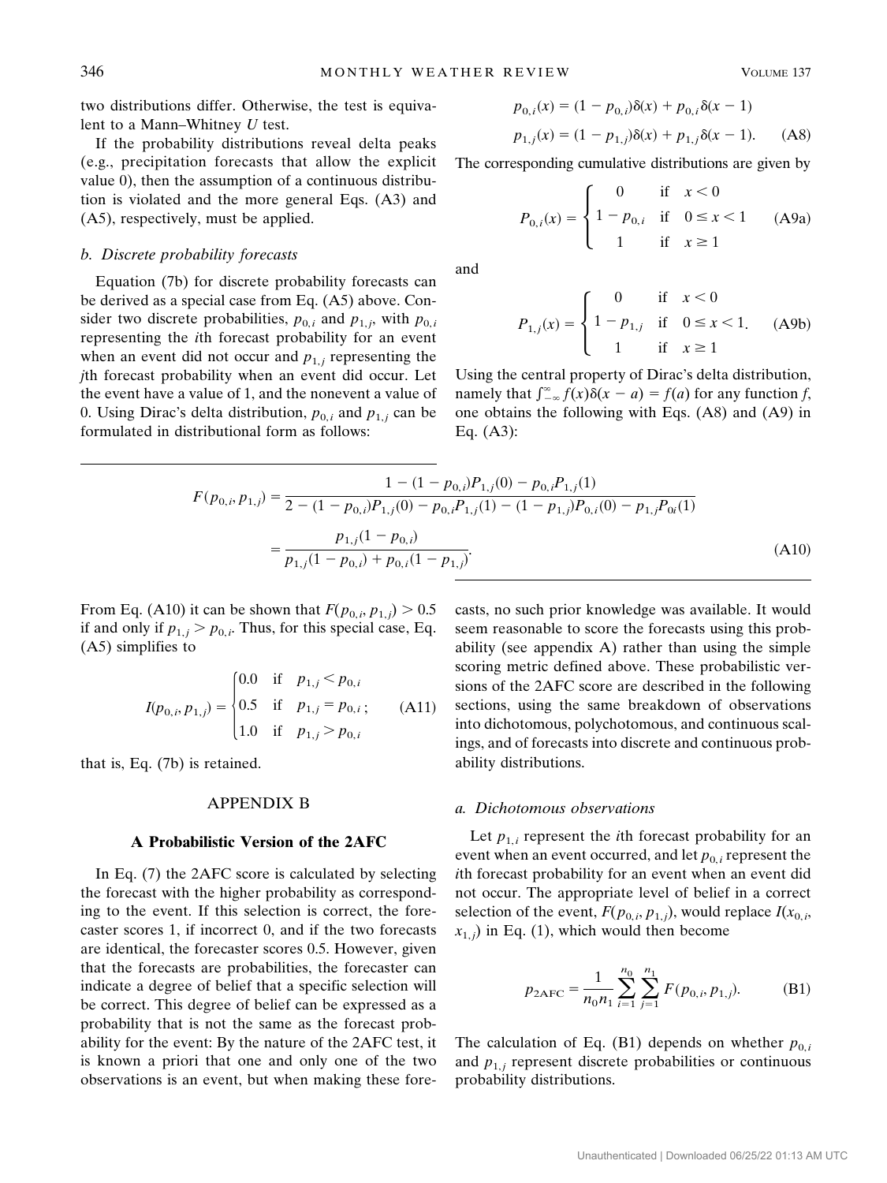two distributions differ. Otherwise, the test is equivalent to a Mann–Whitney $U$ test.

If the probability distributions reveal delta peaks (e.g., precipitation forecasts that allow the explicit value 0), then the assumption of a continuous distribution is violated and the more general Eqs. (A3) and (A5), respectively, must be applied.

### b. Discrete probability forecasts

Equation (7b) for discrete probability forecasts can be derived as a special case from Eq. (A5) above. Consider two discrete probabilities, $p_{0,i}$ and $p_{1,j}$, with $p_{0,i}$ representing the $i$th forecast probability for an event when an event did not occur and $p_{1,j}$ representing the $j$th forecast probability when an event did occur. Let the event have a value of 1, and the nonevent a value of 0. Using Dirac's delta distribution, $p_{0,i}$ and $p_{1,j}$ can be formulated in distributional form as follows:

$$p_{0,i}(x) = (1 - p_{0,i})\delta(x) + p_{0,i}\delta(x - 1)$$

$$p_{1,j}(x) = (1 - p_{1,j})\delta(x) + p_{1,j}\delta(x - 1). \qquad \text{(A8)}$$

The corresponding cumulative distributions are given by

$$P_{0,i}(x) = \begin{cases} 0 & \text{if} \quad x < 0 \\ 1 - p_{0,i} & \text{if} \quad 0 \le x < 1 \\ 1 & \text{if} \quad x \ge 1 \end{cases} \qquad \text{(A9a)}$$

and

$$P_{1,j}(x) = \begin{cases} 0 & \text{if} \quad x < 0 \\ 1 - p_{1,j} & \text{if} \quad 0 \le x < 1. \\ 1 & \text{if} \quad x \ge 1 \end{cases} \qquad \text{(A9b)}$$

Using the central property of Dirac's delta distribution, namely that $\int_{-\infty}^{\infty} f(x)\delta(x - a) = f(a)$ for any function $f$, one obtains the following with Eqs. (A8) and (A9) in Eq. (A3):

$$F(p_{0,i}, p_{1,j}) = \frac{1 - (1 - p_{0,i})P_{1,j}(0) - p_{0,i}P_{1,j}(1)}{2 - (1 - p_{0,i})P_{1,j}(0) - p_{0,i}P_{1,j}(1) - (1 - p_{1,j})P_{0,i}(0) - p_{1,j}P_{0i}(1)}$$

$$= \frac{p_{1,j}(1 - p_{0,i})}{p_{1,j}(1 - p_{0,i}) + p_{0,i}(1 - p_{1,j})}. \qquad \text{(A10)}$$

From Eq. (A10) it can be shown that $F(p_{0,i}, p_{1,j}) > 0.5$ if and only if $p_{1,j} > p_{0,i}$. Thus, for this special case, Eq. (A5) simplifies to

$$I(p_{0,i}, p_{1,j}) = \begin{cases} 0.0 & \text{if} \quad p_{1,j} < p_{0,i} \\ 0.5 & \text{if} \quad p_{1,j} = p_{0,i}\,; \\ 1.0 & \text{if} \quad p_{1,j} > p_{0,i} \end{cases} \qquad \text{(A11)}$$

that is, Eq. (7b) is retained.

## APPENDIX B

## A Probabilistic Version of the 2AFC

In Eq. (7) the 2AFC score is calculated by selecting the forecast with the higher probability as corresponding to the event. If this selection is correct, the forecaster scores 1, if incorrect 0, and if the two forecasts are identical, the forecaster scores 0.5. However, given that the forecasts are probabilities, the forecaster can indicate a degree of belief that a specific selection will be correct. This degree of belief can be expressed as a probability that is not the same as the forecast probability for the event: By the nature of the 2AFC test, it is known a priori that one and only one of the two observations is an event, but when making these forecasts, no such prior knowledge was available. It would seem reasonable to score the forecasts using this probability (see appendix A) rather than using the simple scoring metric defined above. These probabilistic versions of the 2AFC score are described in the following sections, using the same breakdown of observations into dichotomous, polychotomous, and continuous scalings, and of forecasts into discrete and continuous probability distributions.

### a. Dichotomous observations

Let $p_{1,i}$ represent the $i$th forecast probability for an event when an event occurred, and let $p_{0,i}$ represent the $i$th forecast probability for an event when an event did not occur. The appropriate level of belief in a correct selection of the event, $F(p_{0,i}, p_{1,j})$, would replace $I(x_{0,i}, x_{1,j})$ in Eq. (1), which would then become

$$p_{\text{2AFC}} = \frac{1}{n_0 n_1} \sum_{i=1}^{n_0} \sum_{j=1}^{n_1} F(p_{0,i}, p_{1,j}). \qquad \text{(B1)}$$

The calculation of Eq. (B1) depends on whether $p_{0,i}$ and $p_{1,j}$ represent discrete probabilities or continuous probability distributions.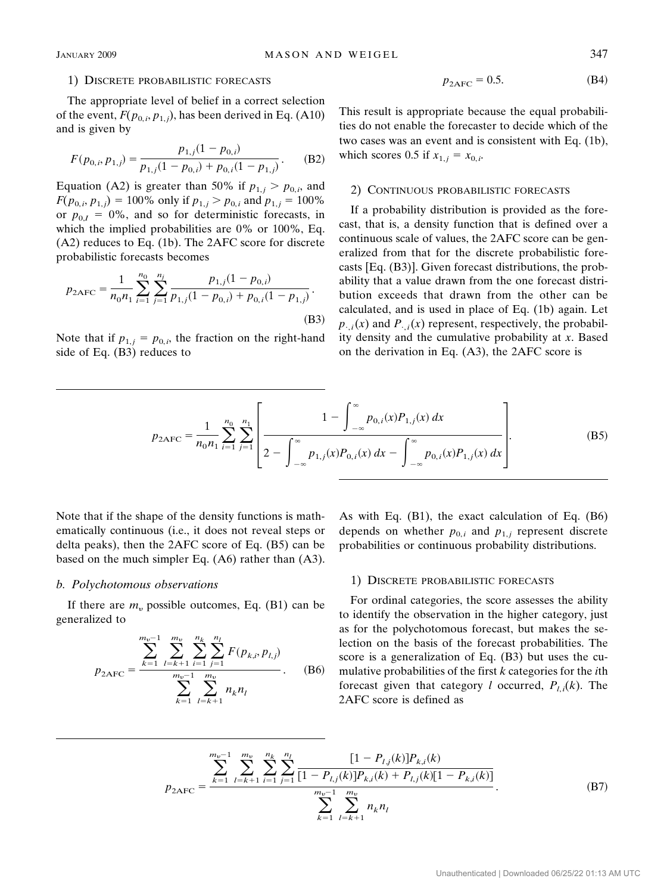#### 1) Discrete probabilistic forecasts

The appropriate level of belief in a correct selection of the event, $F(p_{0,i}, p_{1,j})$, has been derived in Eq. (A10) and is given by

$$F(p_{0,i}, p_{1,j}) = \frac{p_{1,j}(1 - p_{0,i})}{p_{1,j}(1 - p_{0,i}) + p_{0,i}(1 - p_{1,j})}. \tag{B2}$$

Equation (A2) is greater than 50% if $p_{1,j} > p_{0,i}$, and $F(p_{0,i}, p_{1,j}) = 100\%$ only if $p_{1,j} > p_{0,i}$ and $p_{1,j} = 100\%$ or $p_{0,I} = 0\%$, and so for deterministic forecasts, in which the implied probabilities are 0% or 100%, Eq. (A2) reduces to Eq. (1b). The 2AFC score for discrete probabilistic forecasts becomes

$$p_{\text{2AFC}} = \frac{1}{n_0 n_1} \sum_{i=1}^{n_0} \sum_{j=1}^{n_l} \frac{p_{1,j}(1 - p_{0,i})}{p_{1,j}(1 - p_{0,i}) + p_{0,i}(1 - p_{1,j})}. \tag{B3}$$

Note that if $p_{1,j} = p_{0,i}$, the fraction on the right-hand side of Eq. (B3) reduces to

$$p_{\text{2AFC}} = 0.5. \tag{B4}$$

This result is appropriate because the equal probabilities do not enable the forecaster to decide which of the two cases was an event and is consistent with Eq. (1b), which scores 0.5 if $x_{1,j} = x_{0,i}$.

#### 2) Continuous probabilistic forecasts

If a probability distribution is provided as the forecast, that is, a density function that is defined over a continuous scale of values, the 2AFC score can be generalized from that for the discrete probabilistic forecasts [Eq. (B3)]. Given forecast distributions, the probability that a value drawn from the one forecast distribution exceeds that drawn from the other can be calculated, and is used in place of Eq. (1b) again. Let $p_{\cdot,i}(x)$ and $P_{\cdot,i}(x)$ represent, respectively, the probability density and the cumulative probability at $x$. Based on the derivation in Eq. (A3), the 2AFC score is

$$p_{\text{2AFC}} = \frac{1}{n_0 n_1} \sum_{i=1}^{n_0} \sum_{j=1}^{n_1} \left[ \frac{1 - \int_{-\infty}^{\infty} p_{0,i}(x) P_{1,j}(x)\, dx}{2 - \int_{-\infty}^{\infty} p_{1,j}(x) P_{0,i}(x)\, dx - \int_{-\infty}^{\infty} p_{0,i}(x) P_{1,j}(x)\, dx} \right]. \tag{B5}$$

Note that if the shape of the density functions is mathematically continuous (i.e., it does not reveal steps or delta peaks), then the 2AFC score of Eq. (B5) can be based on the much simpler Eq. (A6) rather than (A3).

### b. Polychotomous observations

If there are $m_v$ possible outcomes, Eq. (B1) can be generalized to

$$p_{\text{2AFC}} = \frac{\sum_{k=1}^{m_v - 1} \sum_{l=k+1}^{m_v} \sum_{i=1}^{n_k} \sum_{j=1}^{n_l} F(p_{k,i}, p_{l,j})}{\sum_{k=1}^{m_v - 1} \sum_{l=k+1}^{m_v} n_k n_l}. \tag{B6}$$

As with Eq. (B1), the exact calculation of Eq. (B6) depends on whether $p_{0,i}$ and $p_{1,j}$ represent discrete probabilities or continuous probability distributions.

#### 1) Discrete probabilistic forecasts

For ordinal categories, the score assesses the ability to identify the observation in the higher category, just as for the polychotomous forecast, but makes the selection on the basis of the forecast probabilities. The score is a generalization of Eq. (B3) but uses the cumulative probabilities of the first $k$ categories for the $i$th forecast given that category $l$ occurred, $P_{l,i}(k)$. The 2AFC score is defined as

$$p_{\text{2AFC}} = \frac{\sum_{k=1}^{m_v - 1} \sum_{l=k+1}^{m_v} \sum_{i=1}^{n_k} \sum_{j=1}^{n_l} \frac{[1 - P_{l,j}(k)] P_{k,i}(k)}{[1 - P_{l,j}(k)] P_{k,i}(k) + P_{l,j}(k)[1 - P_{k,i}(k)]}}{\sum_{k=1}^{m_v - 1} \sum_{l=k+1}^{m_v} n_k n_l}. \tag{B7}$$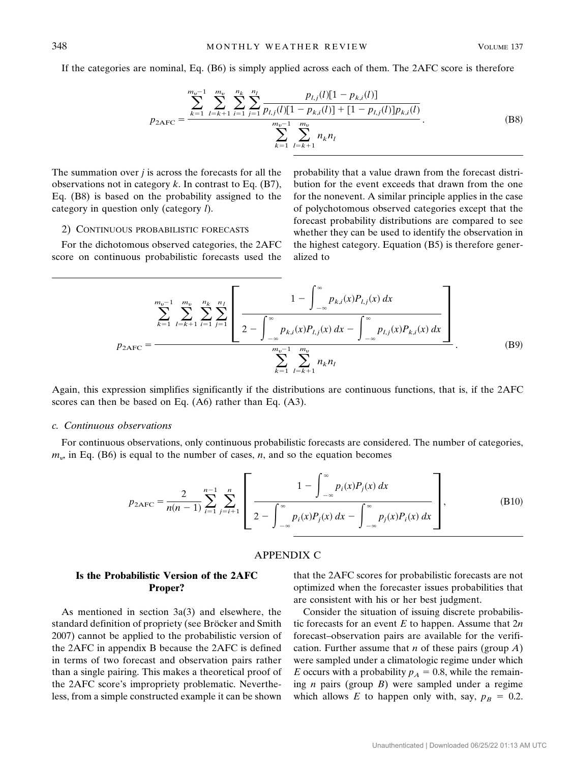If the categories are nominal, Eq. (B6) is simply applied across each of them. The 2AFC score is therefore

$$p_{2\mathrm{AFC}} = \frac{\displaystyle\sum_{k=1}^{m_v-1}\sum_{l=k+1}^{m_v}\sum_{i=1}^{n_k}\sum_{j=1}^{n_l}\frac{p_{l,j}(l)[1-p_{k,i}(l)]}{p_{l,j}(l)[1-p_{k,i}(l)]+[1-p_{l,j}(l)]p_{k,i}(l)}}{\displaystyle\sum_{k=1}^{m_v-1}\sum_{l=k+1}^{m_v}n_k n_l}. \tag{B8}$$

The summation over $j$ is across the forecasts for all the observations not in category $k$. In contrast to Eq. (B7), Eq. (B8) is based on the probability assigned to the category in question only (category $l$).

#### 2) Continuous probabilistic forecasts

For the dichotomous observed categories, the 2AFC score on continuous probabilistic forecasts used the probability that a value drawn from the forecast distribution for the event exceeds that drawn from the one for the nonevent. A similar principle applies in the case of polychotomous observed categories except that the forecast probability distributions are compared to see whether they can be used to identify the observation in the highest category. Equation (B5) is therefore generalized to

$$p_{2\mathrm{AFC}} = \frac{\displaystyle\sum_{k=1}^{m_v-1}\sum_{l=k+1}^{m_v}\sum_{i=1}^{n_k}\sum_{j=1}^{n_l}\left[\frac{1-\displaystyle\int_{-\infty}^{\infty}p_{k,i}(x)P_{l,j}(x)\,dx}{2-\displaystyle\int_{-\infty}^{\infty}p_{k,i}(x)P_{l,j}(x)\,dx-\int_{-\infty}^{\infty}p_{l,j}(x)P_{k,i}(x)\,dx}\right]}{\displaystyle\sum_{k=1}^{m_v-1}\sum_{l=k+1}^{m_v}n_k n_l}. \tag{B9}$$

Again, this expression simplifies significantly if the distributions are continuous functions, that is, if the 2AFC scores can then be based on Eq. (A6) rather than Eq. (A3).

### c. *Continuous observations*

For continuous observations, only continuous probabilistic forecasts are considered. The number of categories, $m_v$, in Eq. (B6) is equal to the number of cases, $n$, and so the equation becomes

$$p_{2\mathrm{AFC}} = \frac{2}{n(n-1)}\sum_{i=1}^{n-1}\sum_{j=i+1}^{n}\left[\frac{1-\displaystyle\int_{-\infty}^{\infty}p_i(x)P_j(x)\,dx}{2-\displaystyle\int_{-\infty}^{\infty}p_i(x)P_j(x)\,dx-\int_{-\infty}^{\infty}p_j(x)P_i(x)\,dx}\right], \tag{B10}$$

## APPENDIX C

### Is the Probabilistic Version of the 2AFC Proper?

As mentioned in section 3a(3) and elsewhere, the standard definition of propriety (see Bröcker and Smith 2007) cannot be applied to the probabilistic version of the 2AFC in appendix B because the 2AFC is defined in terms of two forecast and observation pairs rather than a single pairing. This makes a theoretical proof of the 2AFC score's impropriety problematic. Nevertheless, from a simple constructed example it can be shown that the 2AFC scores for probabilistic forecasts are not optimized when the forecaster issues probabilities that are consistent with his or her best judgment.

Consider the situation of issuing discrete probabilistic forecasts for an event $E$ to happen. Assume that $2n$ forecast–observation pairs are available for the verification. Further assume that $n$ of these pairs (group $A$) were sampled under a climatologic regime under which $E$ occurs with a probability $p_A = 0.8$, while the remaining $n$ pairs (group $B$) were sampled under a regime which allows $E$ to happen only with, say, $p_B = 0.2$.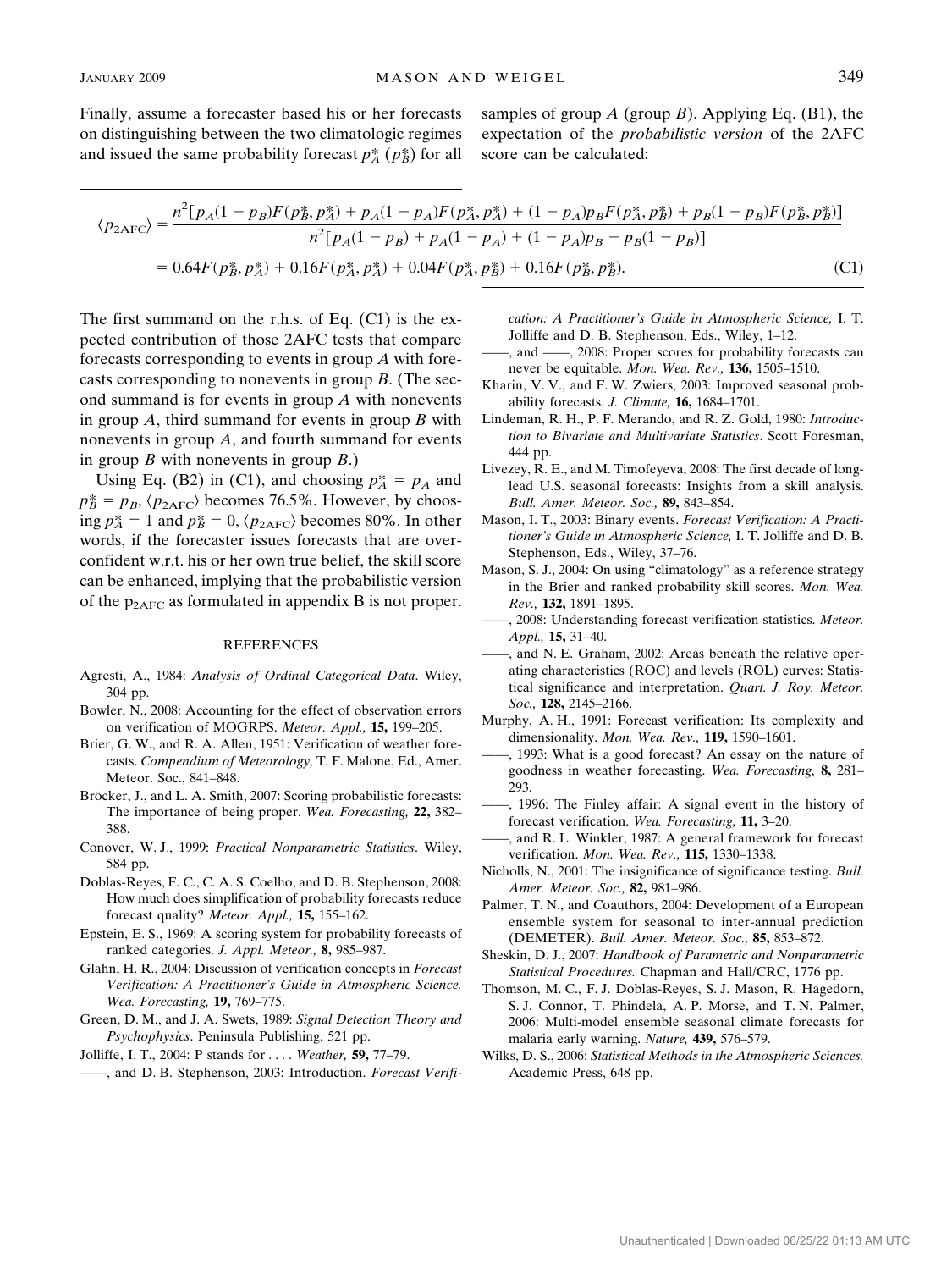Finally, assume a forecaster based his or her forecasts on distinguishing between the two climatologic regimes and issued the same probability forecast $p_A^*$ ($p_B^*$) for all samples of group $A$ (group $B$). Applying Eq. (B1), the expectation of the *probabilistic version* of the 2AFC score can be calculated:

$$
\begin{aligned}
\langle p_{\mathrm{2AFC}} \rangle &= \frac{n^2[p_A(1-p_B)F(p_B^*, p_A^*) + p_A(1-p_A)F(p_A^*, p_A^*) + (1-p_A)p_BF(p_A^*, p_B^*) + p_B(1-p_B)F(p_B^*, p_B^*)]}{n^2[p_A(1-p_B) + p_A(1-p_A) + (1-p_A)p_B + p_B(1-p_B)]} \\
&= 0.64F(p_B^*, p_A^*) + 0.16F(p_A^*, p_A^*) + 0.04F(p_A^*, p_B^*) + 0.16F(p_B^*, p_B^*). \qquad \text{(C1)}
\end{aligned}
$$

The first summand on the r.h.s. of Eq. (C1) is the expected contribution of those 2AFC tests that compare forecasts corresponding to events in group $A$ with forecasts corresponding to nonevents in group $B$. (The second summand is for events in group $A$ with nonevents in group $A$, third summand for events in group $B$ with nonevents in group $A$, and fourth summand for events in group $B$ with nonevents in group $B$.)

Using Eq. (B2) in (C1), and choosing $p_A^* = p_A$ and $p_B^* = p_B$, $\langle p_{\mathrm{2AFC}} \rangle$ becomes 76.5%. However, by choosing $p_A^* = 1$ and $p_B^* = 0$, $\langle p_{\mathrm{2AFC}} \rangle$ becomes 80%. In other words, if the forecaster issues forecasts that are overconfident w.r.t. his or her own true belief, the skill score can be enhanced, implying that the probabilistic version of the $p_{\mathrm{2AFC}}$ as formulated in appendix B is not proper.

## REFERENCES

Agresti, A., 1984: *Analysis of Ordinal Categorical Data*. Wiley, 304 pp.

Bowler, N., 2008: Accounting for the effect of observation errors on verification of MOGRPS. *Meteor. Appl.,* **15,** 199–205.

Brier, G. W., and R. A. Allen, 1951: Verification of weather forecasts. *Compendium of Meteorology,* T. F. Malone, Ed., Amer. Meteor. Soc., 841–848.

Bröcker, J., and L. A. Smith, 2007: Scoring probabilistic forecasts: The importance of being proper. *Wea. Forecasting,* **22,** 382–388.

Conover, W. J., 1999: *Practical Nonparametric Statistics*. Wiley, 584 pp.

Doblas-Reyes, F. C., C. A. S. Coelho, and D. B. Stephenson, 2008: How much does simplification of probability forecasts reduce forecast quality? *Meteor. Appl.,* **15,** 155–162.

Epstein, E. S., 1969: A scoring system for probability forecasts of ranked categories. *J. Appl. Meteor.,* **8,** 985–987.

Glahn, H. R., 2004: Discussion of verification concepts in *Forecast Verification: A Practitioner's Guide in Atmospheric Science. Wea. Forecasting,* **19,** 769–775.

Green, D. M., and J. A. Swets, 1989: *Signal Detection Theory and Psychophysics*. Peninsula Publishing, 521 pp.

Jolliffe, I. T., 2004: P stands for . . . . *Weather,* **59,** 77–79.

——, and D. B. Stephenson, 2003: Introduction. *Forecast Verification: A Practitioner's Guide in Atmospheric Science,* I. T. Jolliffe and D. B. Stephenson, Eds., Wiley, 1–12.

——, and ——, 2008: Proper scores for probability forecasts can never be equitable. *Mon. Wea. Rev.,* **136,** 1505–1510.

Kharin, V. V., and F. W. Zwiers, 2003: Improved seasonal probability forecasts. *J. Climate,* **16,** 1684–1701.

Lindeman, R. H., P. F. Merando, and R. Z. Gold, 1980: *Introduction to Bivariate and Multivariate Statistics*. Scott Foresman, 444 pp.

Livezey, R. E., and M. Timofeyeva, 2008: The first decade of long-lead U.S. seasonal forecasts: Insights from a skill analysis. *Bull. Amer. Meteor. Soc.,* **89,** 843–854.

Mason, I. T., 2003: Binary events. *Forecast Verification: A Practitioner's Guide in Atmospheric Science,* I. T. Jolliffe and D. B. Stephenson, Eds., Wiley, 37–76.

Mason, S. J., 2004: On using "climatology" as a reference strategy in the Brier and ranked probability skill scores. *Mon. Wea. Rev.,* **132,** 1891–1895.

——, 2008: Understanding forecast verification statistics. *Meteor. Appl.,* **15,** 31–40.

——, and N. E. Graham, 2002: Areas beneath the relative operating characteristics (ROC) and levels (ROL) curves: Statistical significance and interpretation. *Quart. J. Roy. Meteor. Soc.,* **128,** 2145–2166.

Murphy, A. H., 1991: Forecast verification: Its complexity and dimensionality. *Mon. Wea. Rev.,* **119,** 1590–1601.

——, 1993: What is a good forecast? An essay on the nature of goodness in weather forecasting. *Wea. Forecasting,* **8,** 281–293.

——, 1996: The Finley affair: A signal event in the history of forecast verification. *Wea. Forecasting,* **11,** 3–20.

——, and R. L. Winkler, 1987: A general framework for forecast verification. *Mon. Wea. Rev.,* **115,** 1330–1338.

Nicholls, N., 2001: The insignificance of significance testing. *Bull. Amer. Meteor. Soc.,* **82,** 981–986.

Palmer, T. N., and Coauthors, 2004: Development of a European ensemble system for seasonal to inter-annual prediction (DEMETER). *Bull. Amer. Meteor. Soc.,* **85,** 853–872.

Sheskin, D. J., 2007: *Handbook of Parametric and Nonparametric Statistical Procedures.* Chapman and Hall/CRC, 1776 pp.

Thomson, M. C., F. J. Doblas-Reyes, S. J. Mason, R. Hagedorn, S. J. Connor, T. Phindela, A. P. Morse, and T. N. Palmer, 2006: Multi-model ensemble seasonal climate forecasts for malaria early warning. *Nature,* **439,** 576–579.

Wilks, D. S., 2006: *Statistical Methods in the Atmospheric Sciences.* Academic Press, 648 pp.